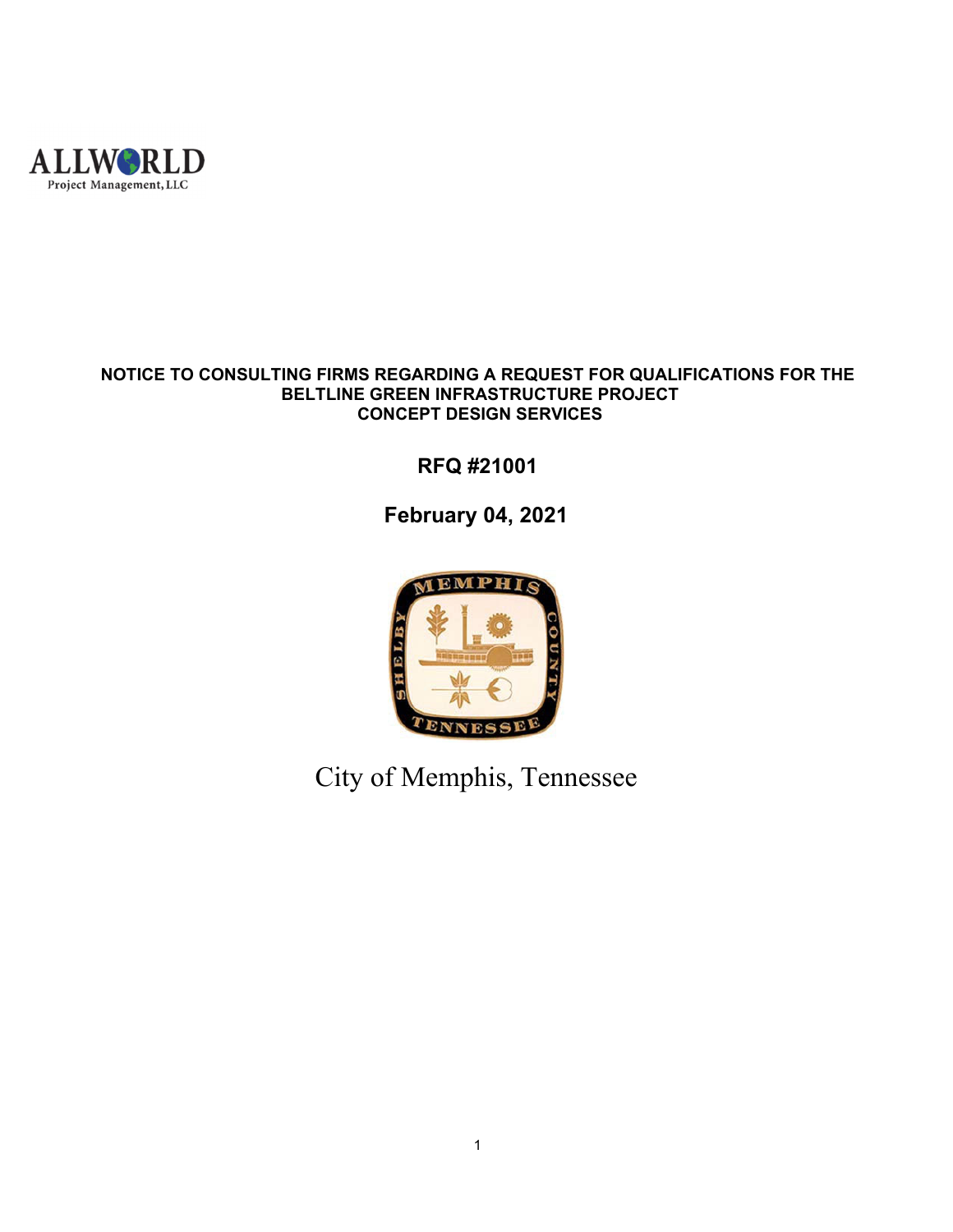ALLWORLD
Project Management, LLC

**NOTICE TO CONSULTING FIRMS REGARDING A REQUEST FOR QUALIFICATIONS FOR THE BELTLINE GREEN INFRASTRUCTURE PROJECT CONCEPT DESIGN SERVICES**

**RFQ #21001**

**February 04, 2021**

City of Memphis, Tennessee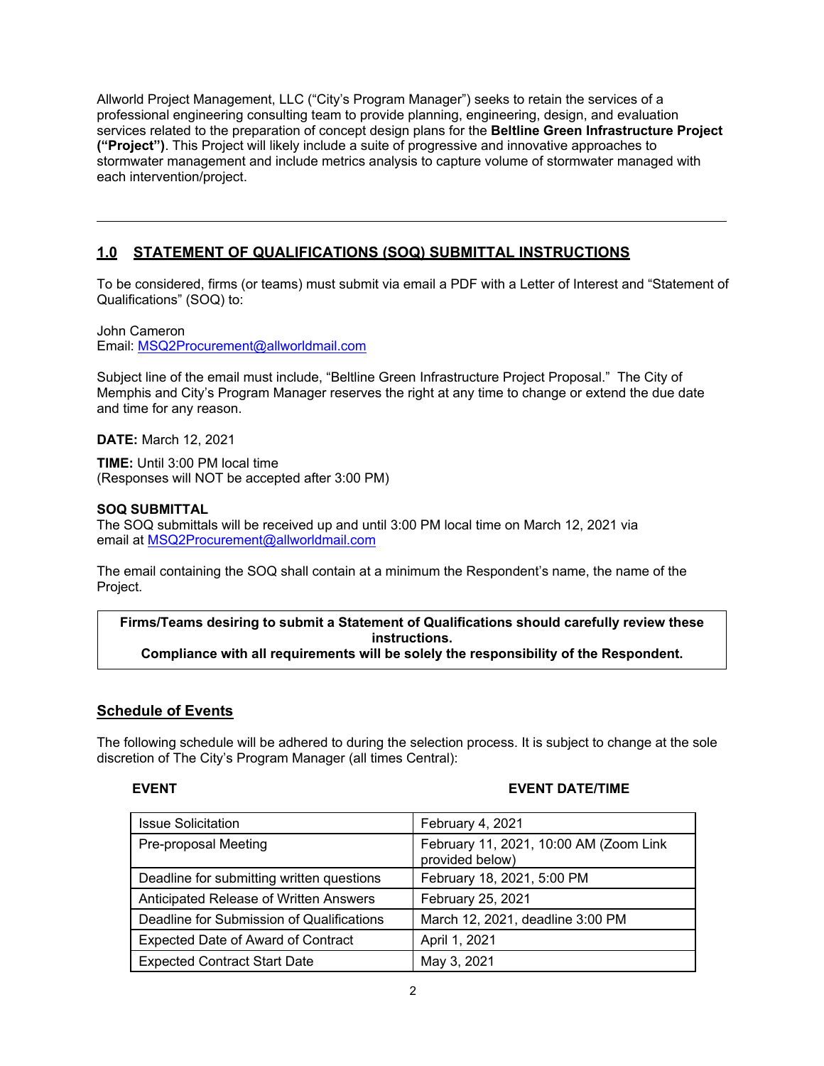Allworld Project Management, LLC ("City's Program Manager") seeks to retain the services of a professional engineering consulting team to provide planning, engineering, design, and evaluation services related to the preparation of concept design plans for the **Beltline Green Infrastructure Project ("Project")**. This Project will likely include a suite of progressive and innovative approaches to stormwater management and include metrics analysis to capture volume of stormwater managed with each intervention/project.

---

## 1.0 STATEMENT OF QUALIFICATIONS (SOQ) SUBMITTAL INSTRUCTIONS

To be considered, firms (or teams) must submit via email a PDF with a Letter of Interest and "Statement of Qualifications" (SOQ) to:

John Cameron
Email: MSQ2Procurement@allworldmail.com

Subject line of the email must include, "Beltline Green Infrastructure Project Proposal." The City of Memphis and City's Program Manager reserves the right at any time to change or extend the due date and time for any reason.

**DATE:** March 12, 2021

**TIME:** Until 3:00 PM local time
(Responses will NOT be accepted after 3:00 PM)

**SOQ SUBMITTAL**
The SOQ submittals will be received up and until 3:00 PM local time on March 12, 2021 via email at MSQ2Procurement@allworldmail.com

The email containing the SOQ shall contain at a minimum the Respondent's name, the name of the Project.

**Firms/Teams desiring to submit a Statement of Qualifications should carefully review these instructions.**
**Compliance with all requirements will be solely the responsibility of the Respondent.**

## Schedule of Events

The following schedule will be adhered to during the selection process. It is subject to change at the sole discretion of The City's Program Manager (all times Central):

| EVENT | EVENT DATE/TIME |
|---|---|
| Issue Solicitation | February 4, 2021 |
| Pre-proposal Meeting | February 11, 2021, 10:00 AM (Zoom Link provided below) |
| Deadline for submitting written questions | February 18, 2021, 5:00 PM |
| Anticipated Release of Written Answers | February 25, 2021 |
| Deadline for Submission of Qualifications | March 12, 2021, deadline 3:00 PM |
| Expected Date of Award of Contract | April 1, 2021 |
| Expected Contract Start Date | May 3, 2021 |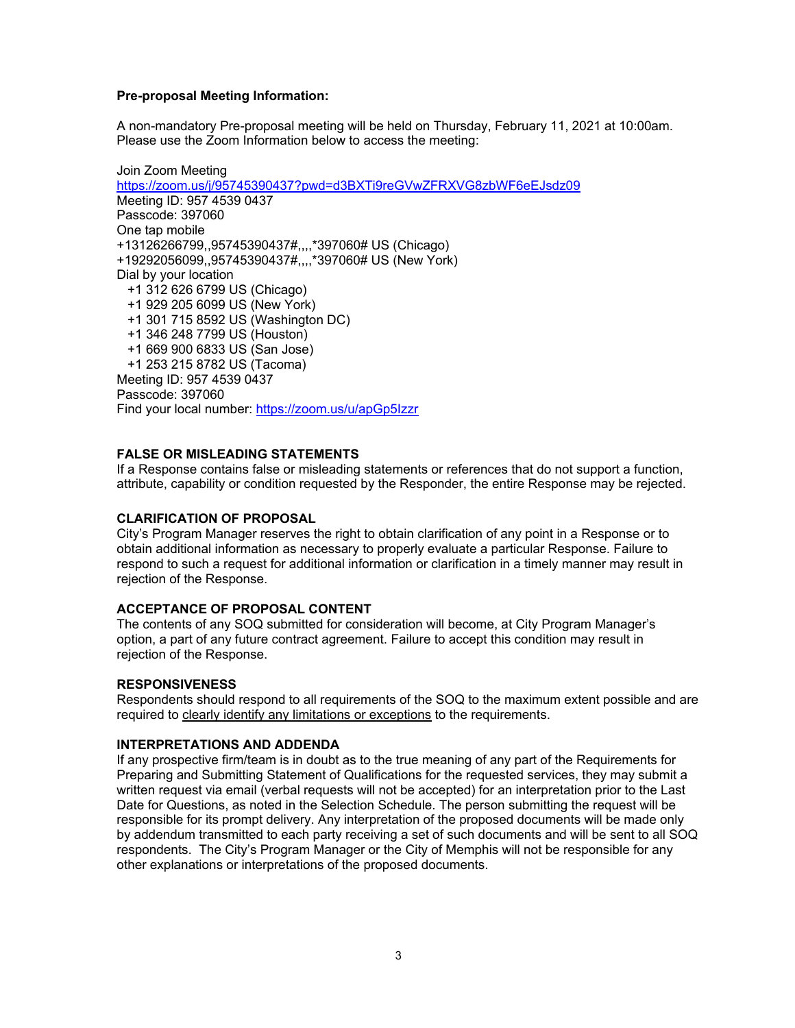**Pre-proposal Meeting Information:**

A non-mandatory Pre-proposal meeting will be held on Thursday, February 11, 2021 at 10:00am. Please use the Zoom Information below to access the meeting:

Join Zoom Meeting
https://zoom.us/j/95745390437?pwd=d3BXTi9reGVwZFRXVG8zbWF6eEJsdz09
Meeting ID: 957 4539 0437
Passcode: 397060
One tap mobile
+13126266799,,95745390437#,,,,*397060# US (Chicago)
+19292056099,,95745390437#,,,,*397060# US (New York)
Dial by your location
+1 312 626 6799 US (Chicago)
+1 929 205 6099 US (New York)
+1 301 715 8592 US (Washington DC)
+1 346 248 7799 US (Houston)
+1 669 900 6833 US (San Jose)
+1 253 215 8782 US (Tacoma)
Meeting ID: 957 4539 0437
Passcode: 397060
Find your local number: https://zoom.us/u/apGp5Izzr

**FALSE OR MISLEADING STATEMENTS**

If a Response contains false or misleading statements or references that do not support a function, attribute, capability or condition requested by the Responder, the entire Response may be rejected.

**CLARIFICATION OF PROPOSAL**

City's Program Manager reserves the right to obtain clarification of any point in a Response or to obtain additional information as necessary to properly evaluate a particular Response. Failure to respond to such a request for additional information or clarification in a timely manner may result in rejection of the Response.

**ACCEPTANCE OF PROPOSAL CONTENT**

The contents of any SOQ submitted for consideration will become, at City Program Manager's option, a part of any future contract agreement. Failure to accept this condition may result in rejection of the Response.

**RESPONSIVENESS**

Respondents should respond to all requirements of the SOQ to the maximum extent possible and are required to clearly identify any limitations or exceptions to the requirements.

**INTERPRETATIONS AND ADDENDA**

If any prospective firm/team is in doubt as to the true meaning of any part of the Requirements for Preparing and Submitting Statement of Qualifications for the requested services, they may submit a written request via email (verbal requests will not be accepted) for an interpretation prior to the Last Date for Questions, as noted in the Selection Schedule. The person submitting the request will be responsible for its prompt delivery. Any interpretation of the proposed documents will be made only by addendum transmitted to each party receiving a set of such documents and will be sent to all SOQ respondents. The City's Program Manager or the City of Memphis will not be responsible for any other explanations or interpretations of the proposed documents.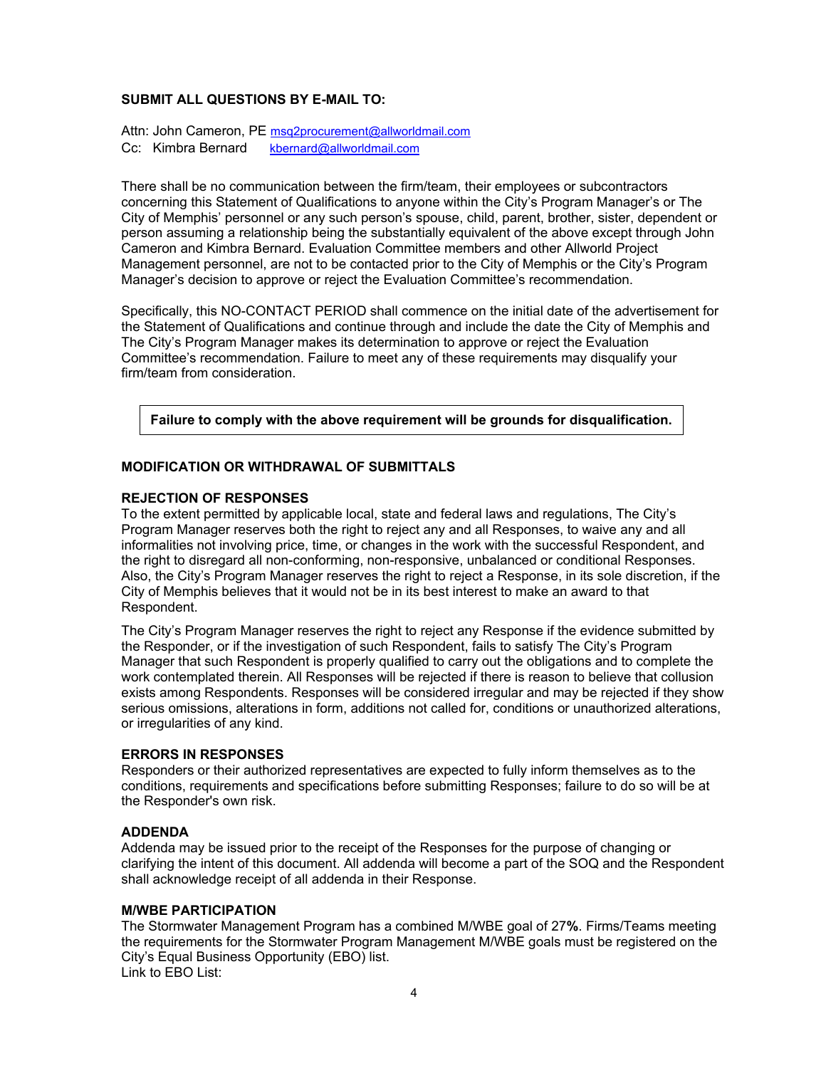**SUBMIT ALL QUESTIONS BY E-MAIL TO:**

Attn: John Cameron, PE msq2procurement@allworldmail.com
Cc: Kimbra Bernard kbernard@allworldmail.com

There shall be no communication between the firm/team, their employees or subcontractors concerning this Statement of Qualifications to anyone within the City's Program Manager's or The City of Memphis' personnel or any such person's spouse, child, parent, brother, sister, dependent or person assuming a relationship being the substantially equivalent of the above except through John Cameron and Kimbra Bernard. Evaluation Committee members and other Allworld Project Management personnel, are not to be contacted prior to the City of Memphis or the City's Program Manager's decision to approve or reject the Evaluation Committee's recommendation.

Specifically, this NO-CONTACT PERIOD shall commence on the initial date of the advertisement for the Statement of Qualifications and continue through and include the date the City of Memphis and The City's Program Manager makes its determination to approve or reject the Evaluation Committee's recommendation. Failure to meet any of these requirements may disqualify your firm/team from consideration.

**Failure to comply with the above requirement will be grounds for disqualification.**

## MODIFICATION OR WITHDRAWAL OF SUBMITTALS

## REJECTION OF RESPONSES

To the extent permitted by applicable local, state and federal laws and regulations, The City's Program Manager reserves both the right to reject any and all Responses, to waive any and all informalities not involving price, time, or changes in the work with the successful Respondent, and the right to disregard all non-conforming, non-responsive, unbalanced or conditional Responses. Also, the City's Program Manager reserves the right to reject a Response, in its sole discretion, if the City of Memphis believes that it would not be in its best interest to make an award to that Respondent.

The City's Program Manager reserves the right to reject any Response if the evidence submitted by the Responder, or if the investigation of such Respondent, fails to satisfy The City's Program Manager that such Respondent is properly qualified to carry out the obligations and to complete the work contemplated therein. All Responses will be rejected if there is reason to believe that collusion exists among Respondents. Responses will be considered irregular and may be rejected if they show serious omissions, alterations in form, additions not called for, conditions or unauthorized alterations, or irregularities of any kind.

## ERRORS IN RESPONSES

Responders or their authorized representatives are expected to fully inform themselves as to the conditions, requirements and specifications before submitting Responses; failure to do so will be at the Responder's own risk.

## ADDENDA

Addenda may be issued prior to the receipt of the Responses for the purpose of changing or clarifying the intent of this document. All addenda will become a part of the SOQ and the Respondent shall acknowledge receipt of all addenda in their Response.

## M/WBE PARTICIPATION

The Stormwater Management Program has a combined M/WBE goal of 27**%**. Firms/Teams meeting the requirements for the Stormwater Program Management M/WBE goals must be registered on the City's Equal Business Opportunity (EBO) list.
Link to EBO List: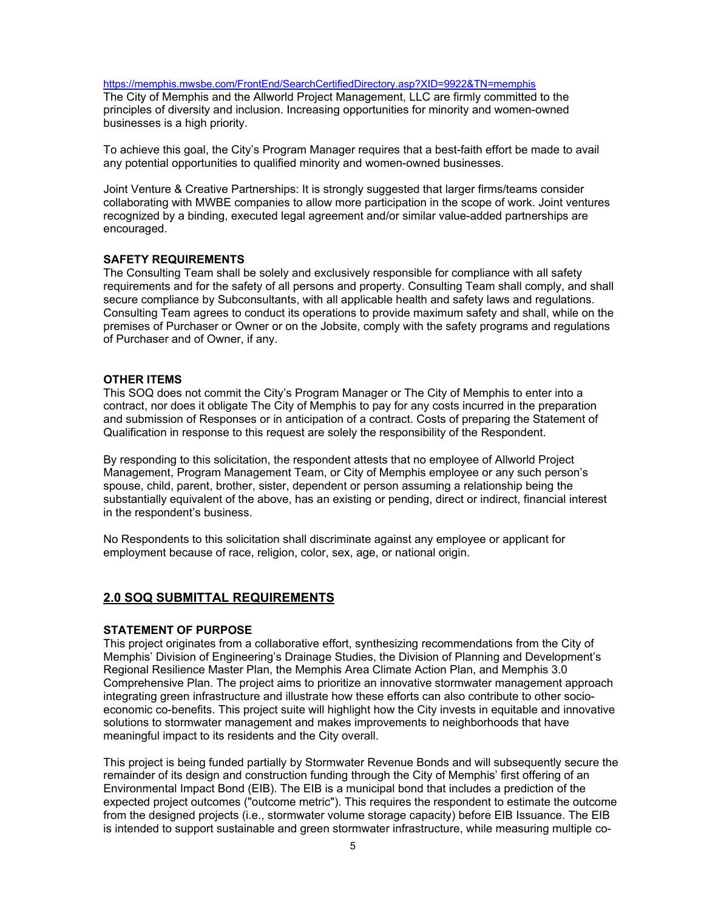https://memphis.mwsbe.com/FrontEnd/SearchCertifiedDirectory.asp?XID=9922&TN=memphis
The City of Memphis and the Allworld Project Management, LLC are firmly committed to the principles of diversity and inclusion. Increasing opportunities for minority and women-owned businesses is a high priority.

To achieve this goal, the City's Program Manager requires that a best-faith effort be made to avail any potential opportunities to qualified minority and women-owned businesses.

Joint Venture & Creative Partnerships: It is strongly suggested that larger firms/teams consider collaborating with MWBE companies to allow more participation in the scope of work. Joint ventures recognized by a binding, executed legal agreement and/or similar value-added partnerships are encouraged.

**SAFETY REQUIREMENTS**

The Consulting Team shall be solely and exclusively responsible for compliance with all safety requirements and for the safety of all persons and property. Consulting Team shall comply, and shall secure compliance by Subconsultants, with all applicable health and safety laws and regulations. Consulting Team agrees to conduct its operations to provide maximum safety and shall, while on the premises of Purchaser or Owner or on the Jobsite, comply with the safety programs and regulations of Purchaser and of Owner, if any.

**OTHER ITEMS**

This SOQ does not commit the City's Program Manager or The City of Memphis to enter into a contract, nor does it obligate The City of Memphis to pay for any costs incurred in the preparation and submission of Responses or in anticipation of a contract. Costs of preparing the Statement of Qualification in response to this request are solely the responsibility of the Respondent.

By responding to this solicitation, the respondent attests that no employee of Allworld Project Management, Program Management Team, or City of Memphis employee or any such person's spouse, child, parent, brother, sister, dependent or person assuming a relationship being the substantially equivalent of the above, has an existing or pending, direct or indirect, financial interest in the respondent's business.

No Respondents to this solicitation shall discriminate against any employee or applicant for employment because of race, religion, color, sex, age, or national origin.

## 2.0 SOQ SUBMITTAL REQUIREMENTS

**STATEMENT OF PURPOSE**

This project originates from a collaborative effort, synthesizing recommendations from the City of Memphis' Division of Engineering's Drainage Studies, the Division of Planning and Development's Regional Resilience Master Plan, the Memphis Area Climate Action Plan, and Memphis 3.0 Comprehensive Plan. The project aims to prioritize an innovative stormwater management approach integrating green infrastructure and illustrate how these efforts can also contribute to other socio-economic co-benefits. This project suite will highlight how the City invests in equitable and innovative solutions to stormwater management and makes improvements to neighborhoods that have meaningful impact to its residents and the City overall.

This project is being funded partially by Stormwater Revenue Bonds and will subsequently secure the remainder of its design and construction funding through the City of Memphis' first offering of an Environmental Impact Bond (EIB). The EIB is a municipal bond that includes a prediction of the expected project outcomes ("outcome metric"). This requires the respondent to estimate the outcome from the designed projects (i.e., stormwater volume storage capacity) before EIB Issuance. The EIB is intended to support sustainable and green stormwater infrastructure, while measuring multiple co-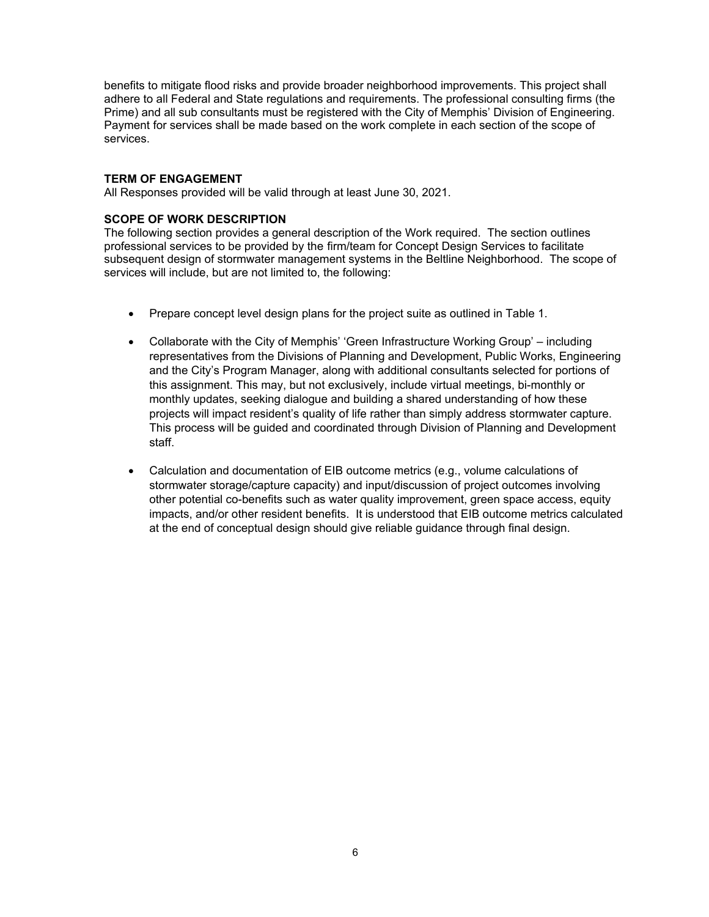benefits to mitigate flood risks and provide broader neighborhood improvements. This project shall adhere to all Federal and State regulations and requirements. The professional consulting firms (the Prime) and all sub consultants must be registered with the City of Memphis' Division of Engineering. Payment for services shall be made based on the work complete in each section of the scope of services.

**TERM OF ENGAGEMENT**

All Responses provided will be valid through at least June 30, 2021.

**SCOPE OF WORK DESCRIPTION**

The following section provides a general description of the Work required. The section outlines professional services to be provided by the firm/team for Concept Design Services to facilitate subsequent design of stormwater management systems in the Beltline Neighborhood. The scope of services will include, but are not limited to, the following:

- Prepare concept level design plans for the project suite as outlined in Table 1.
- Collaborate with the City of Memphis' 'Green Infrastructure Working Group' – including representatives from the Divisions of Planning and Development, Public Works, Engineering and the City's Program Manager, along with additional consultants selected for portions of this assignment. This may, but not exclusively, include virtual meetings, bi-monthly or monthly updates, seeking dialogue and building a shared understanding of how these projects will impact resident's quality of life rather than simply address stormwater capture. This process will be guided and coordinated through Division of Planning and Development staff.
- Calculation and documentation of EIB outcome metrics (e.g., volume calculations of stormwater storage/capture capacity) and input/discussion of project outcomes involving other potential co-benefits such as water quality improvement, green space access, equity impacts, and/or other resident benefits. It is understood that EIB outcome metrics calculated at the end of conceptual design should give reliable guidance through final design.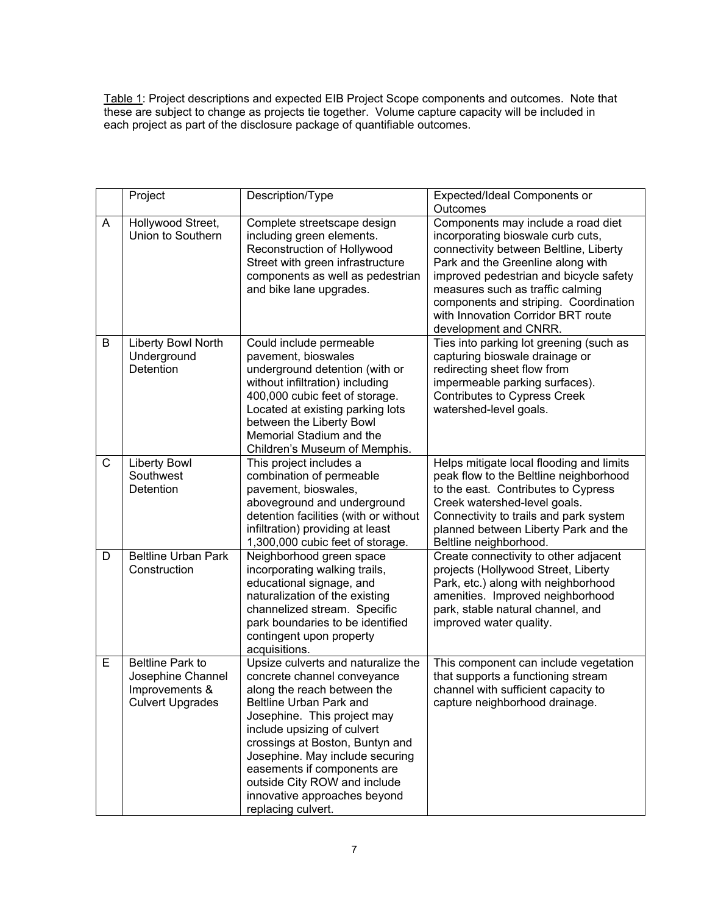Table 1: Project descriptions and expected EIB Project Scope components and outcomes. Note that these are subject to change as projects tie together. Volume capture capacity will be included in each project as part of the disclosure package of quantifiable outcomes.

| | Project | Description/Type | Expected/Ideal Components or Outcomes |
|---|---|---|---|
| A | Hollywood Street, Union to Southern | Complete streetscape design including green elements. Reconstruction of Hollywood Street with green infrastructure components as well as pedestrian and bike lane upgrades. | Components may include a road diet incorporating bioswale curb cuts, connectivity between Beltline, Liberty Park and the Greenline along with improved pedestrian and bicycle safety measures such as traffic calming components and striping. Coordination with Innovation Corridor BRT route development and CNRR. |
| B | Liberty Bowl North Underground Detention | Could include permeable pavement, bioswales underground detention (with or without infiltration) including 400,000 cubic feet of storage. Located at existing parking lots between the Liberty Bowl Memorial Stadium and the Children's Museum of Memphis. | Ties into parking lot greening (such as capturing bioswale drainage or redirecting sheet flow from impermeable parking surfaces). Contributes to Cypress Creek watershed-level goals. |
| C | Liberty Bowl Southwest Detention | This project includes a combination of permeable pavement, bioswales, aboveground and underground detention facilities (with or without infiltration) providing at least 1,300,000 cubic feet of storage. | Helps mitigate local flooding and limits peak flow to the Beltline neighborhood to the east. Contributes to Cypress Creek watershed-level goals. Connectivity to trails and park system planned between Liberty Park and the Beltline neighborhood. |
| D | Beltline Urban Park Construction | Neighborhood green space incorporating walking trails, educational signage, and naturalization of the existing channelized stream. Specific park boundaries to be identified contingent upon property acquisitions. | Create connectivity to other adjacent projects (Hollywood Street, Liberty Park, etc.) along with neighborhood amenities. Improved neighborhood park, stable natural channel, and improved water quality. |
| E | Beltline Park to Josephine Channel Improvements & Culvert Upgrades | Upsize culverts and naturalize the concrete channel conveyance along the reach between the Beltline Urban Park and Josephine. This project may include upsizing of culvert crossings at Boston, Buntyn and Josephine. May include securing easements if components are outside City ROW and include innovative approaches beyond replacing culvert. | This component can include vegetation that supports a functioning stream channel with sufficient capacity to capture neighborhood drainage. |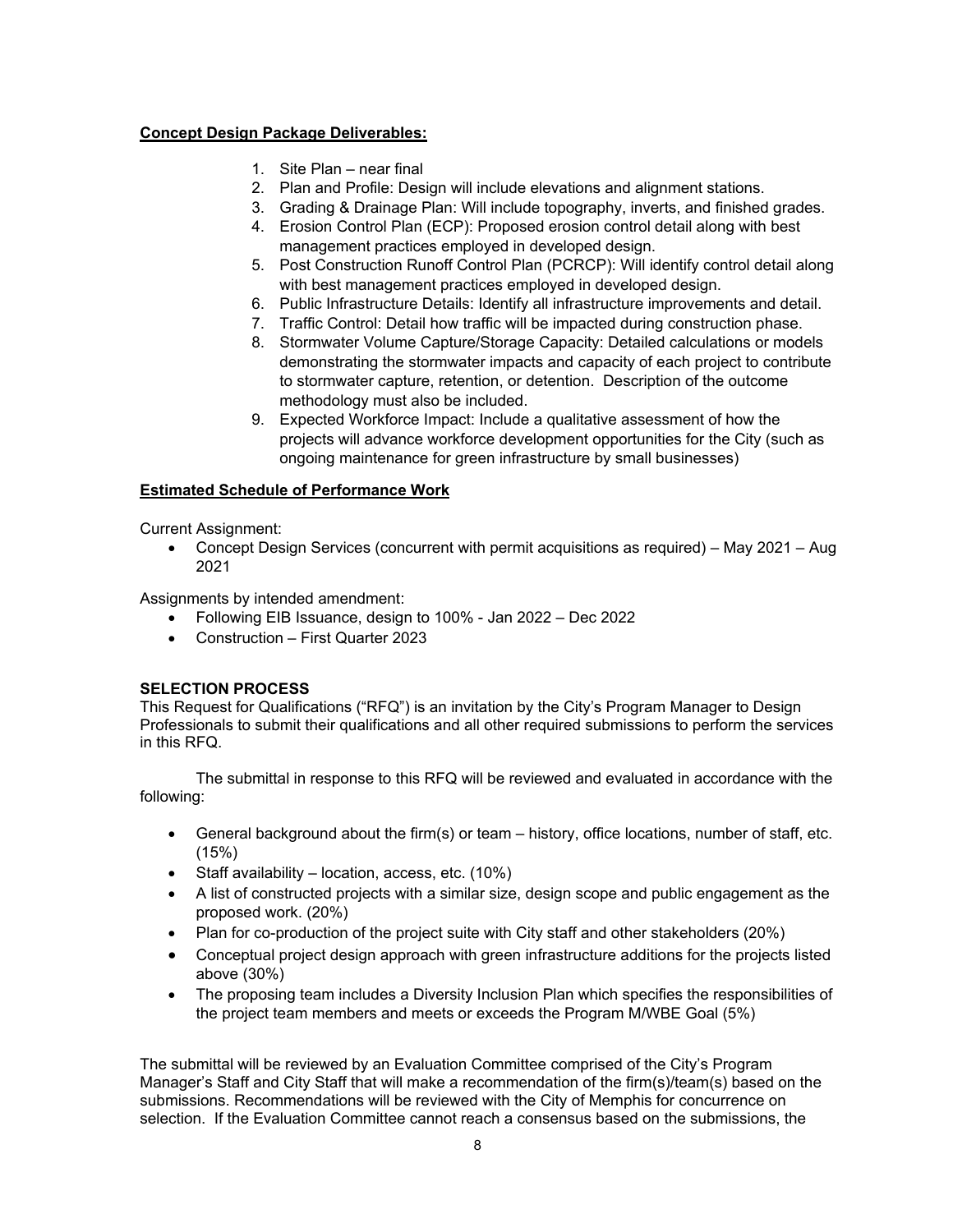**Concept Design Package Deliverables:**

1. Site Plan – near final
2. Plan and Profile: Design will include elevations and alignment stations.
3. Grading & Drainage Plan: Will include topography, inverts, and finished grades.
4. Erosion Control Plan (ECP): Proposed erosion control detail along with best management practices employed in developed design.
5. Post Construction Runoff Control Plan (PCRCP): Will identify control detail along with best management practices employed in developed design.
6. Public Infrastructure Details: Identify all infrastructure improvements and detail.
7. Traffic Control: Detail how traffic will be impacted during construction phase.
8. Stormwater Volume Capture/Storage Capacity: Detailed calculations or models demonstrating the stormwater impacts and capacity of each project to contribute to stormwater capture, retention, or detention. Description of the outcome methodology must also be included.
9. Expected Workforce Impact: Include a qualitative assessment of how the projects will advance workforce development opportunities for the City (such as ongoing maintenance for green infrastructure by small businesses)

**Estimated Schedule of Performance Work**

Current Assignment:

- Concept Design Services (concurrent with permit acquisitions as required) – May 2021 – Aug 2021

Assignments by intended amendment:

- Following EIB Issuance, design to 100% - Jan 2022 – Dec 2022
- Construction – First Quarter 2023

**SELECTION PROCESS**

This Request for Qualifications ("RFQ") is an invitation by the City's Program Manager to Design Professionals to submit their qualifications and all other required submissions to perform the services in this RFQ.

The submittal in response to this RFQ will be reviewed and evaluated in accordance with the following:

- General background about the firm(s) or team – history, office locations, number of staff, etc. (15%)
- Staff availability – location, access, etc. (10%)
- A list of constructed projects with a similar size, design scope and public engagement as the proposed work. (20%)
- Plan for co-production of the project suite with City staff and other stakeholders (20%)
- Conceptual project design approach with green infrastructure additions for the projects listed above (30%)
- The proposing team includes a Diversity Inclusion Plan which specifies the responsibilities of the project team members and meets or exceeds the Program M/WBE Goal (5%)

The submittal will be reviewed by an Evaluation Committee comprised of the City's Program Manager's Staff and City Staff that will make a recommendation of the firm(s)/team(s) based on the submissions. Recommendations will be reviewed with the City of Memphis for concurrence on selection. If the Evaluation Committee cannot reach a consensus based on the submissions, the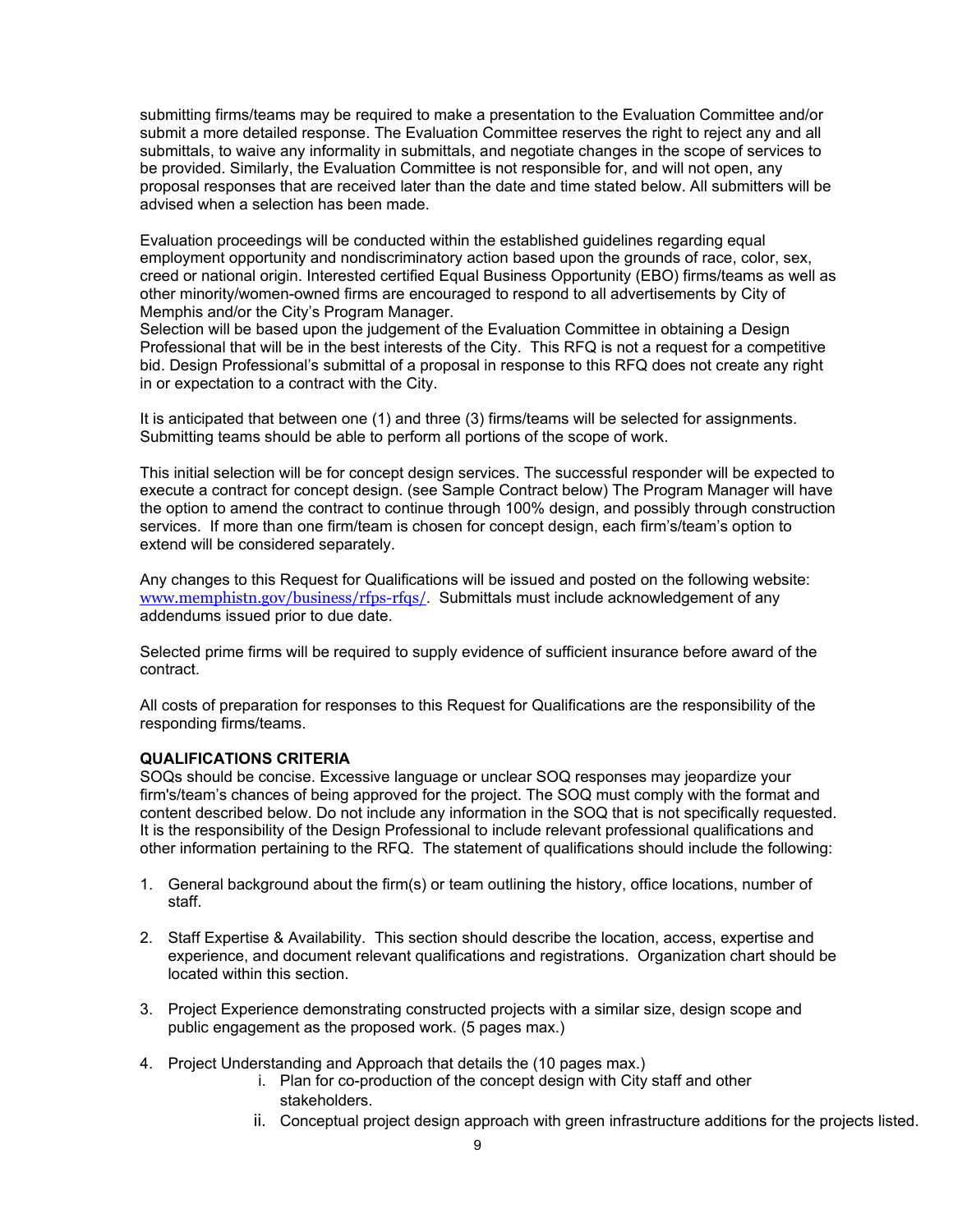submitting firms/teams may be required to make a presentation to the Evaluation Committee and/or submit a more detailed response. The Evaluation Committee reserves the right to reject any and all submittals, to waive any informality in submittals, and negotiate changes in the scope of services to be provided. Similarly, the Evaluation Committee is not responsible for, and will not open, any proposal responses that are received later than the date and time stated below. All submitters will be advised when a selection has been made.

Evaluation proceedings will be conducted within the established guidelines regarding equal employment opportunity and nondiscriminatory action based upon the grounds of race, color, sex, creed or national origin. Interested certified Equal Business Opportunity (EBO) firms/teams as well as other minority/women-owned firms are encouraged to respond to all advertisements by City of Memphis and/or the City's Program Manager.
Selection will be based upon the judgement of the Evaluation Committee in obtaining a Design Professional that will be in the best interests of the City. This RFQ is not a request for a competitive bid. Design Professional's submittal of a proposal in response to this RFQ does not create any right in or expectation to a contract with the City.

It is anticipated that between one (1) and three (3) firms/teams will be selected for assignments. Submitting teams should be able to perform all portions of the scope of work.

This initial selection will be for concept design services. The successful responder will be expected to execute a contract for concept design. (see Sample Contract below) The Program Manager will have the option to amend the contract to continue through 100% design, and possibly through construction services. If more than one firm/team is chosen for concept design, each firm's/team's option to extend will be considered separately.

Any changes to this Request for Qualifications will be issued and posted on the following website: www.memphistn.gov/business/rfps-rfqs/. Submittals must include acknowledgement of any addendums issued prior to due date.

Selected prime firms will be required to supply evidence of sufficient insurance before award of the contract.

All costs of preparation for responses to this Request for Qualifications are the responsibility of the responding firms/teams.

**QUALIFICATIONS CRITERIA**
SOQs should be concise. Excessive language or unclear SOQ responses may jeopardize your firm's/team's chances of being approved for the project. The SOQ must comply with the format and content described below. Do not include any information in the SOQ that is not specifically requested. It is the responsibility of the Design Professional to include relevant professional qualifications and other information pertaining to the RFQ. The statement of qualifications should include the following:

1. General background about the firm(s) or team outlining the history, office locations, number of staff.

2. Staff Expertise & Availability. This section should describe the location, access, expertise and experience, and document relevant qualifications and registrations. Organization chart should be located within this section.

3. Project Experience demonstrating constructed projects with a similar size, design scope and public engagement as the proposed work. (5 pages max.)

4. Project Understanding and Approach that details the (10 pages max.)
   i. Plan for co-production of the concept design with City staff and other stakeholders.
   ii. Conceptual project design approach with green infrastructure additions for the projects listed.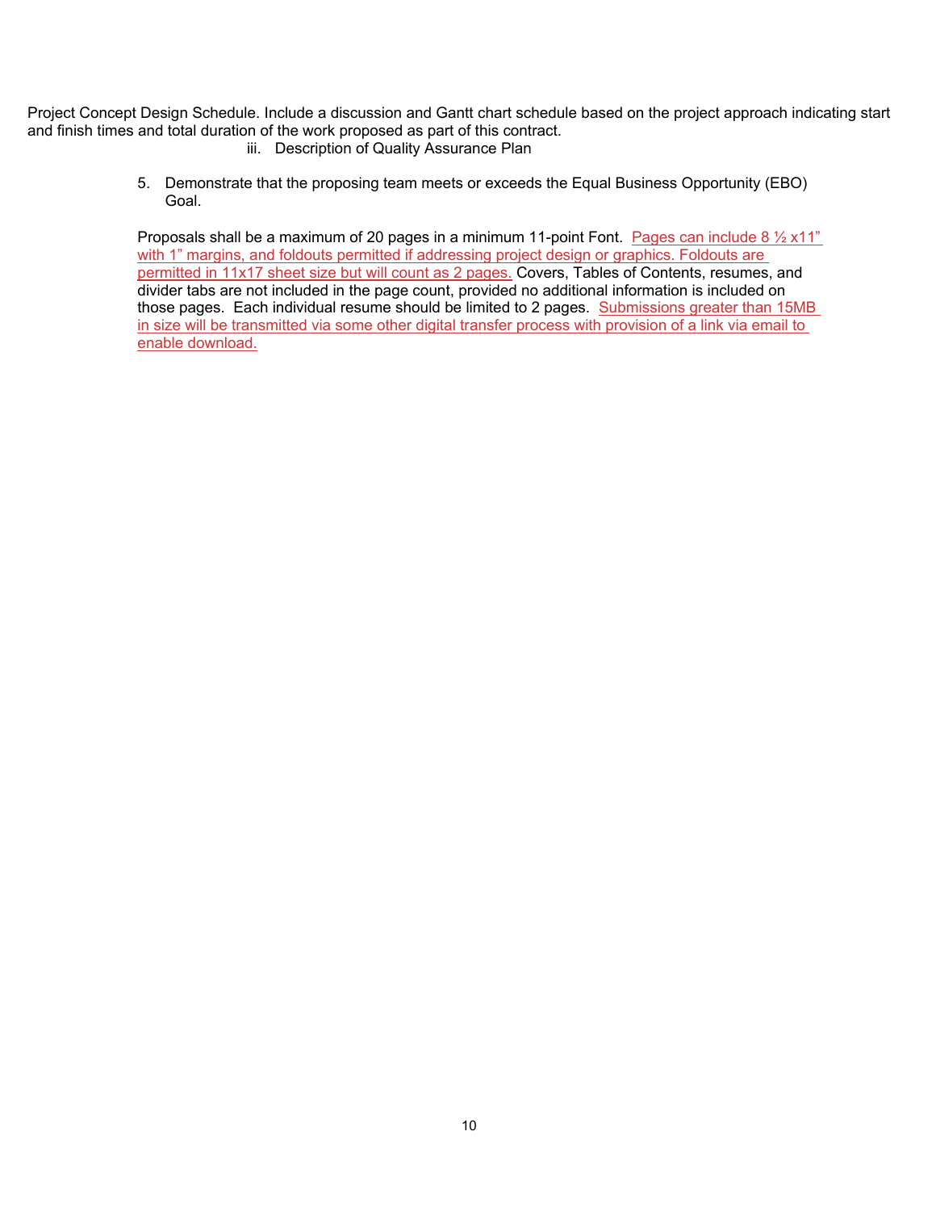Project Concept Design Schedule. Include a discussion and Gantt chart schedule based on the project approach indicating start and finish times and total duration of the work proposed as part of this contract.

iii. Description of Quality Assurance Plan

5. Demonstrate that the proposing team meets or exceeds the Equal Business Opportunity (EBO) Goal.

Proposals shall be a maximum of 20 pages in a minimum 11-point Font. Pages can include 8 ½ x11" with 1" margins, and foldouts permitted if addressing project design or graphics. Foldouts are permitted in 11x17 sheet size but will count as 2 pages. Covers, Tables of Contents, resumes, and divider tabs are not included in the page count, provided no additional information is included on those pages. Each individual resume should be limited to 2 pages. Submissions greater than 15MB in size will be transmitted via some other digital transfer process with provision of a link via email to enable download.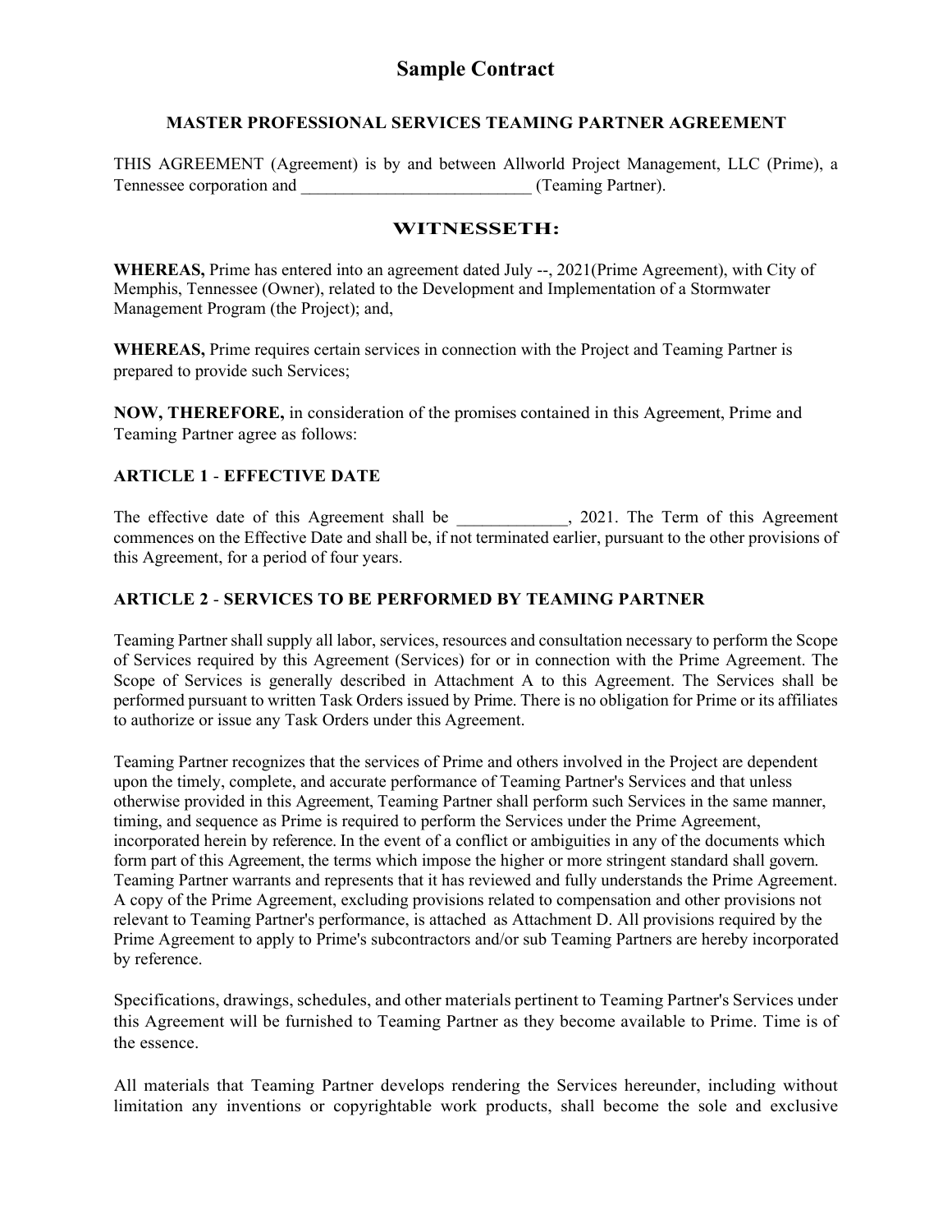# Sample Contract

## MASTER PROFESSIONAL SERVICES TEAMING PARTNER AGREEMENT

THIS AGREEMENT (Agreement) is by and between Allworld Project Management, LLC (Prime), a Tennessee corporation and ___________________________ (Teaming Partner).

## WITNESSETH:

**WHEREAS,** Prime has entered into an agreement dated July --, 2021(Prime Agreement), with City of Memphis, Tennessee (Owner), related to the Development and Implementation of a Stormwater Management Program (the Project); and,

**WHEREAS,** Prime requires certain services in connection with the Project and Teaming Partner is prepared to provide such Services;

**NOW, THEREFORE,** in consideration of the promises contained in this Agreement, Prime and Teaming Partner agree as follows:

### ARTICLE 1 - EFFECTIVE DATE

The effective date of this Agreement shall be _____________, 2021. The Term of this Agreement commences on the Effective Date and shall be, if not terminated earlier, pursuant to the other provisions of this Agreement, for a period of four years.

### ARTICLE 2 - SERVICES TO BE PERFORMED BY TEAMING PARTNER

Teaming Partner shall supply all labor, services, resources and consultation necessary to perform the Scope of Services required by this Agreement (Services) for or in connection with the Prime Agreement. The Scope of Services is generally described in Attachment A to this Agreement. The Services shall be performed pursuant to written Task Orders issued by Prime. There is no obligation for Prime or its affiliates to authorize or issue any Task Orders under this Agreement.

Teaming Partner recognizes that the services of Prime and others involved in the Project are dependent upon the timely, complete, and accurate performance of Teaming Partner's Services and that unless otherwise provided in this Agreement, Teaming Partner shall perform such Services in the same manner, timing, and sequence as Prime is required to perform the Services under the Prime Agreement, incorporated herein by reference. In the event of a conflict or ambiguities in any of the documents which form part of this Agreement, the terms which impose the higher or more stringent standard shall govern. Teaming Partner warrants and represents that it has reviewed and fully understands the Prime Agreement. A copy of the Prime Agreement, excluding provisions related to compensation and other provisions not relevant to Teaming Partner's performance, is attached as Attachment D. All provisions required by the Prime Agreement to apply to Prime's subcontractors and/or sub Teaming Partners are hereby incorporated by reference.

Specifications, drawings, schedules, and other materials pertinent to Teaming Partner's Services under this Agreement will be furnished to Teaming Partner as they become available to Prime. Time is of the essence.

All materials that Teaming Partner develops rendering the Services hereunder, including without limitation any inventions or copyrightable work products, shall become the sole and exclusive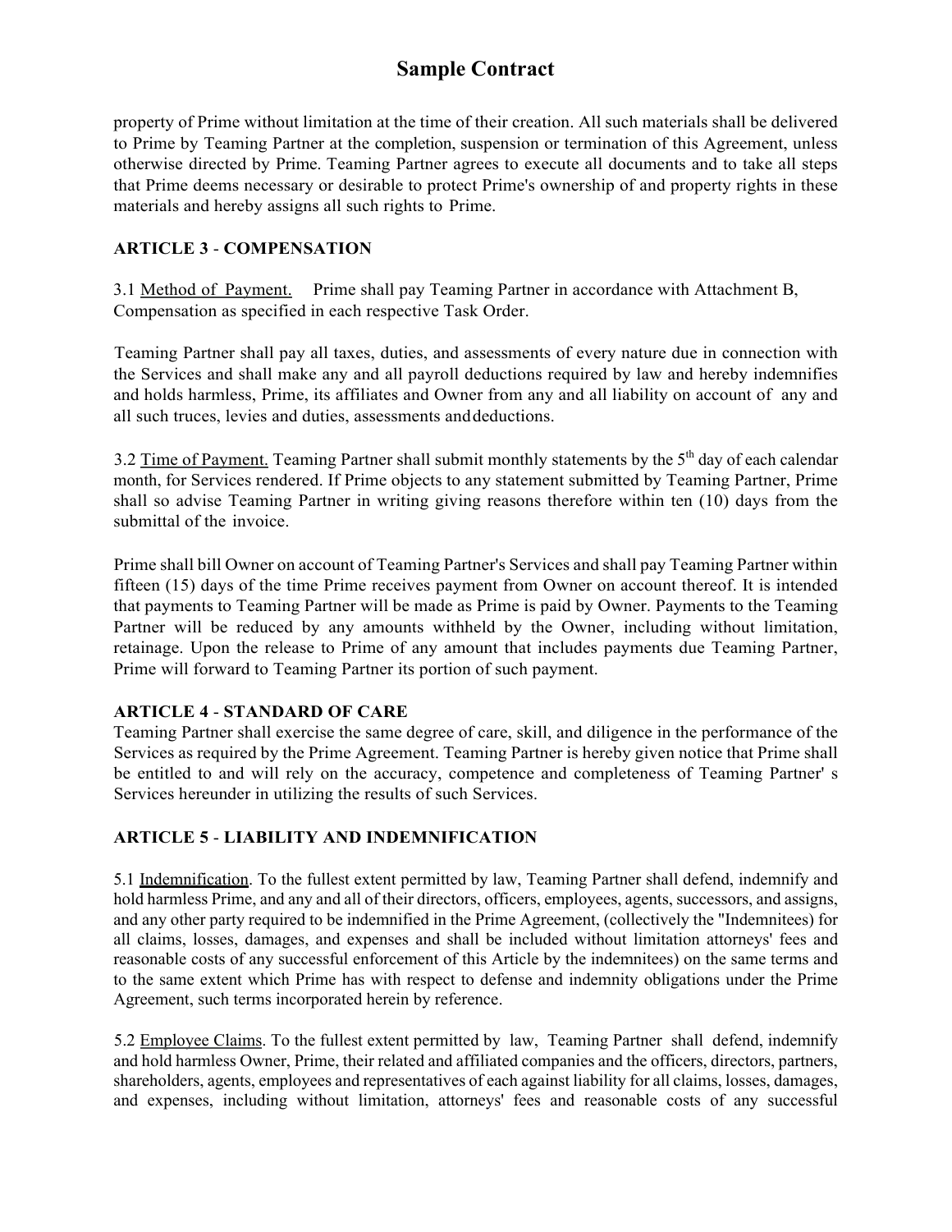property of Prime without limitation at the time of their creation. All such materials shall be delivered to Prime by Teaming Partner at the completion, suspension or termination of this Agreement, unless otherwise directed by Prime. Teaming Partner agrees to execute all documents and to take all steps that Prime deems necessary or desirable to protect Prime's ownership of and property rights in these materials and hereby assigns all such rights to Prime.

**ARTICLE 3 - COMPENSATION**

3.1 Method of Payment. Prime shall pay Teaming Partner in accordance with Attachment B, Compensation as specified in each respective Task Order.

Teaming Partner shall pay all taxes, duties, and assessments of every nature due in connection with the Services and shall make any and all payroll deductions required by law and hereby indemnifies and holds harmless, Prime, its affiliates and Owner from any and all liability on account of any and all such truces, levies and duties, assessments anddeductions.

3.2 Time of Payment. Teaming Partner shall submit monthly statements by the 5th day of each calendar month, for Services rendered. If Prime objects to any statement submitted by Teaming Partner, Prime shall so advise Teaming Partner in writing giving reasons therefore within ten (10) days from the submittal of the invoice.

Prime shall bill Owner on account of Teaming Partner's Services and shall pay Teaming Partner within fifteen (15) days of the time Prime receives payment from Owner on account thereof. It is intended that payments to Teaming Partner will be made as Prime is paid by Owner. Payments to the Teaming Partner will be reduced by any amounts withheld by the Owner, including without limitation, retainage. Upon the release to Prime of any amount that includes payments due Teaming Partner, Prime will forward to Teaming Partner its portion of such payment.

**ARTICLE 4 - STANDARD OF CARE**

Teaming Partner shall exercise the same degree of care, skill, and diligence in the performance of the Services as required by the Prime Agreement. Teaming Partner is hereby given notice that Prime shall be entitled to and will rely on the accuracy, competence and completeness of Teaming Partner' s Services hereunder in utilizing the results of such Services.

**ARTICLE 5 - LIABILITY AND INDEMNIFICATION**

5.1 Indemnification. To the fullest extent permitted by law, Teaming Partner shall defend, indemnify and hold harmless Prime, and any and all of their directors, officers, employees, agents, successors, and assigns, and any other party required to be indemnified in the Prime Agreement, (collectively the "Indemnitees) for all claims, losses, damages, and expenses and shall be included without limitation attorneys' fees and reasonable costs of any successful enforcement of this Article by the indemnitees) on the same terms and to the same extent which Prime has with respect to defense and indemnity obligations under the Prime Agreement, such terms incorporated herein by reference.

5.2 Employee Claims. To the fullest extent permitted by law, Teaming Partner shall defend, indemnify and hold harmless Owner, Prime, their related and affiliated companies and the officers, directors, partners, shareholders, agents, employees and representatives of each against liability for all claims, losses, damages, and expenses, including without limitation, attorneys' fees and reasonable costs of any successful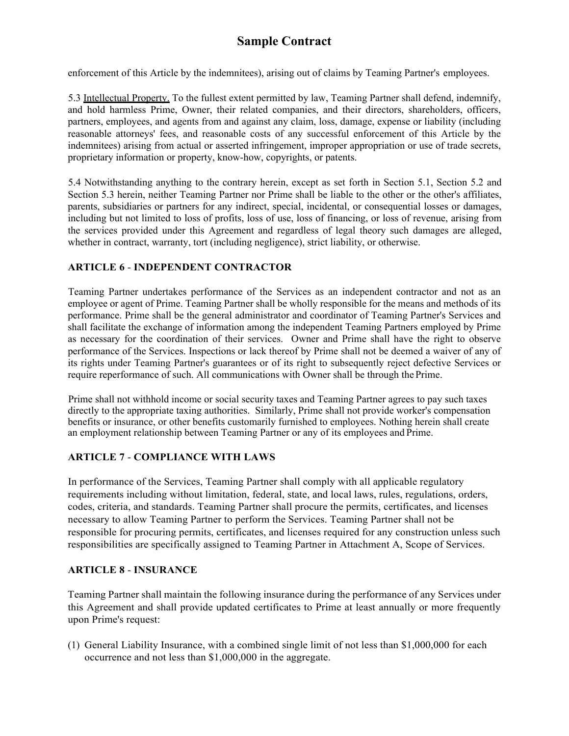enforcement of this Article by the indemnitees), arising out of claims by Teaming Partner's employees.

5.3 Intellectual Property. To the fullest extent permitted by law, Teaming Partner shall defend, indemnify, and hold harmless Prime, Owner, their related companies, and their directors, shareholders, officers, partners, employees, and agents from and against any claim, loss, damage, expense or liability (including reasonable attorneys' fees, and reasonable costs of any successful enforcement of this Article by the indemnitees) arising from actual or asserted infringement, improper appropriation or use of trade secrets, proprietary information or property, know-how, copyrights, or patents.

5.4 Notwithstanding anything to the contrary herein, except as set forth in Section 5.1, Section 5.2 and Section 5.3 herein, neither Teaming Partner nor Prime shall be liable to the other or the other's affiliates, parents, subsidiaries or partners for any indirect, special, incidental, or consequential losses or damages, including but not limited to loss of profits, loss of use, loss of financing, or loss of revenue, arising from the services provided under this Agreement and regardless of legal theory such damages are alleged, whether in contract, warranty, tort (including negligence), strict liability, or otherwise.

### ARTICLE 6 - INDEPENDENT CONTRACTOR

Teaming Partner undertakes performance of the Services as an independent contractor and not as an employee or agent of Prime. Teaming Partner shall be wholly responsible for the means and methods of its performance. Prime shall be the general administrator and coordinator of Teaming Partner's Services and shall facilitate the exchange of information among the independent Teaming Partners employed by Prime as necessary for the coordination of their services. Owner and Prime shall have the right to observe performance of the Services. Inspections or lack thereof by Prime shall not be deemed a waiver of any of its rights under Teaming Partner's guarantees or of its right to subsequently reject defective Services or require reperformance of such. All communications with Owner shall be through the Prime.

Prime shall not withhold income or social security taxes and Teaming Partner agrees to pay such taxes directly to the appropriate taxing authorities. Similarly, Prime shall not provide worker's compensation benefits or insurance, or other benefits customarily furnished to employees. Nothing herein shall create an employment relationship between Teaming Partner or any of its employees and Prime.

### ARTICLE 7 - COMPLIANCE WITH LAWS

In performance of the Services, Teaming Partner shall comply with all applicable regulatory requirements including without limitation, federal, state, and local laws, rules, regulations, orders, codes, criteria, and standards. Teaming Partner shall procure the permits, certificates, and licenses necessary to allow Teaming Partner to perform the Services. Teaming Partner shall not be responsible for procuring permits, certificates, and licenses required for any construction unless such responsibilities are specifically assigned to Teaming Partner in Attachment A, Scope of Services.

### ARTICLE 8 - INSURANCE

Teaming Partner shall maintain the following insurance during the performance of any Services under this Agreement and shall provide updated certificates to Prime at least annually or more frequently upon Prime's request:

(1) General Liability Insurance, with a combined single limit of not less than $1,000,000 for each occurrence and not less than $1,000,000 in the aggregate.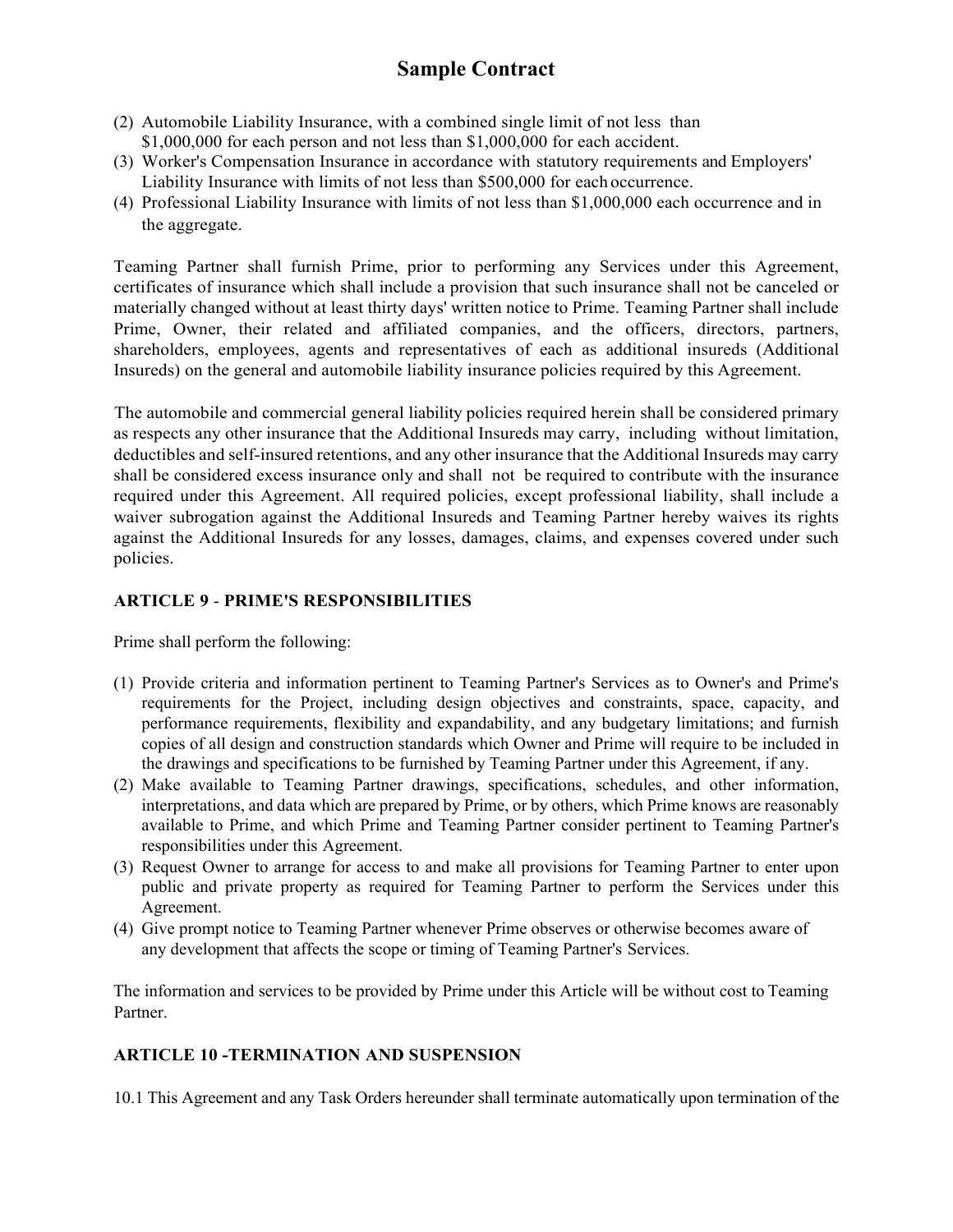(2) Automobile Liability Insurance, with a combined single limit of not less than $1,000,000 for each person and not less than $1,000,000 for each accident.
(3) Worker's Compensation Insurance in accordance with statutory requirements and Employers' Liability Insurance with limits of not less than $500,000 for each occurrence.
(4) Professional Liability Insurance with limits of not less than $1,000,000 each occurrence and in the aggregate.

Teaming Partner shall furnish Prime, prior to performing any Services under this Agreement, certificates of insurance which shall include a provision that such insurance shall not be canceled or materially changed without at least thirty days' written notice to Prime. Teaming Partner shall include Prime, Owner, their related and affiliated companies, and the officers, directors, partners, shareholders, employees, agents and representatives of each as additional insureds (Additional Insureds) on the general and automobile liability insurance policies required by this Agreement.

The automobile and commercial general liability policies required herein shall be considered primary as respects any other insurance that the Additional Insureds may carry, including without limitation, deductibles and self-insured retentions, and any other insurance that the Additional Insureds may carry shall be considered excess insurance only and shall not be required to contribute with the insurance required under this Agreement. All required policies, except professional liability, shall include a waiver subrogation against the Additional Insureds and Teaming Partner hereby waives its rights against the Additional Insureds for any losses, damages, claims, and expenses covered under such policies.

### ARTICLE 9 - PRIME'S RESPONSIBILITIES

Prime shall perform the following:

(1) Provide criteria and information pertinent to Teaming Partner's Services as to Owner's and Prime's requirements for the Project, including design objectives and constraints, space, capacity, and performance requirements, flexibility and expandability, and any budgetary limitations; and furnish copies of all design and construction standards which Owner and Prime will require to be included in the drawings and specifications to be furnished by Teaming Partner under this Agreement, if any.
(2) Make available to Teaming Partner drawings, specifications, schedules, and other information, interpretations, and data which are prepared by Prime, or by others, which Prime knows are reasonably available to Prime, and which Prime and Teaming Partner consider pertinent to Teaming Partner's responsibilities under this Agreement.
(3) Request Owner to arrange for access to and make all provisions for Teaming Partner to enter upon public and private property as required for Teaming Partner to perform the Services under this Agreement.
(4) Give prompt notice to Teaming Partner whenever Prime observes or otherwise becomes aware of any development that affects the scope or timing of Teaming Partner's Services.

The information and services to be provided by Prime under this Article will be without cost to Teaming Partner.

### ARTICLE 10 -TERMINATION AND SUSPENSION

10.1 This Agreement and any Task Orders hereunder shall terminate automatically upon termination of the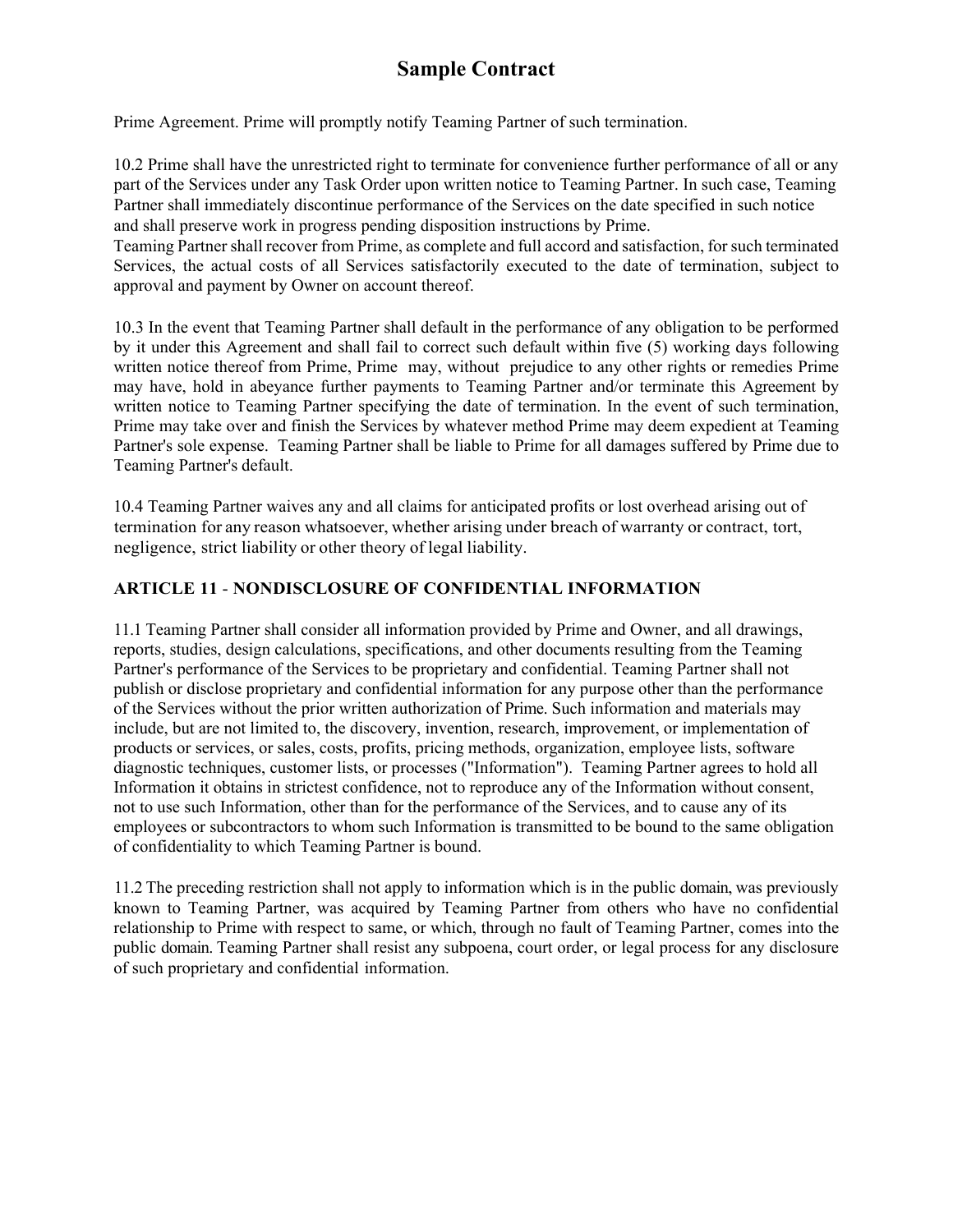Prime Agreement. Prime will promptly notify Teaming Partner of such termination.

10.2 Prime shall have the unrestricted right to terminate for convenience further performance of all or any part of the Services under any Task Order upon written notice to Teaming Partner. In such case, Teaming Partner shall immediately discontinue performance of the Services on the date specified in such notice and shall preserve work in progress pending disposition instructions by Prime.
Teaming Partner shall recover from Prime, as complete and full accord and satisfaction, for such terminated Services, the actual costs of all Services satisfactorily executed to the date of termination, subject to approval and payment by Owner on account thereof.

10.3 In the event that Teaming Partner shall default in the performance of any obligation to be performed by it under this Agreement and shall fail to correct such default within five (5) working days following written notice thereof from Prime, Prime may, without prejudice to any other rights or remedies Prime may have, hold in abeyance further payments to Teaming Partner and/or terminate this Agreement by written notice to Teaming Partner specifying the date of termination. In the event of such termination, Prime may take over and finish the Services by whatever method Prime may deem expedient at Teaming Partner's sole expense. Teaming Partner shall be liable to Prime for all damages suffered by Prime due to Teaming Partner's default.

10.4 Teaming Partner waives any and all claims for anticipated profits or lost overhead arising out of termination for any reason whatsoever, whether arising under breach of warranty or contract, tort, negligence, strict liability or other theory of legal liability.

## ARTICLE 11 - NONDISCLOSURE OF CONFIDENTIAL INFORMATION

11.1 Teaming Partner shall consider all information provided by Prime and Owner, and all drawings, reports, studies, design calculations, specifications, and other documents resulting from the Teaming Partner's performance of the Services to be proprietary and confidential. Teaming Partner shall not publish or disclose proprietary and confidential information for any purpose other than the performance of the Services without the prior written authorization of Prime. Such information and materials may include, but are not limited to, the discovery, invention, research, improvement, or implementation of products or services, or sales, costs, profits, pricing methods, organization, employee lists, software diagnostic techniques, customer lists, or processes ("Information"). Teaming Partner agrees to hold all Information it obtains in strictest confidence, not to reproduce any of the Information without consent, not to use such Information, other than for the performance of the Services, and to cause any of its employees or subcontractors to whom such Information is transmitted to be bound to the same obligation of confidentiality to which Teaming Partner is bound.

11.2 The preceding restriction shall not apply to information which is in the public domain, was previously known to Teaming Partner, was acquired by Teaming Partner from others who have no confidential relationship to Prime with respect to same, or which, through no fault of Teaming Partner, comes into the public domain. Teaming Partner shall resist any subpoena, court order, or legal process for any disclosure of such proprietary and confidential information.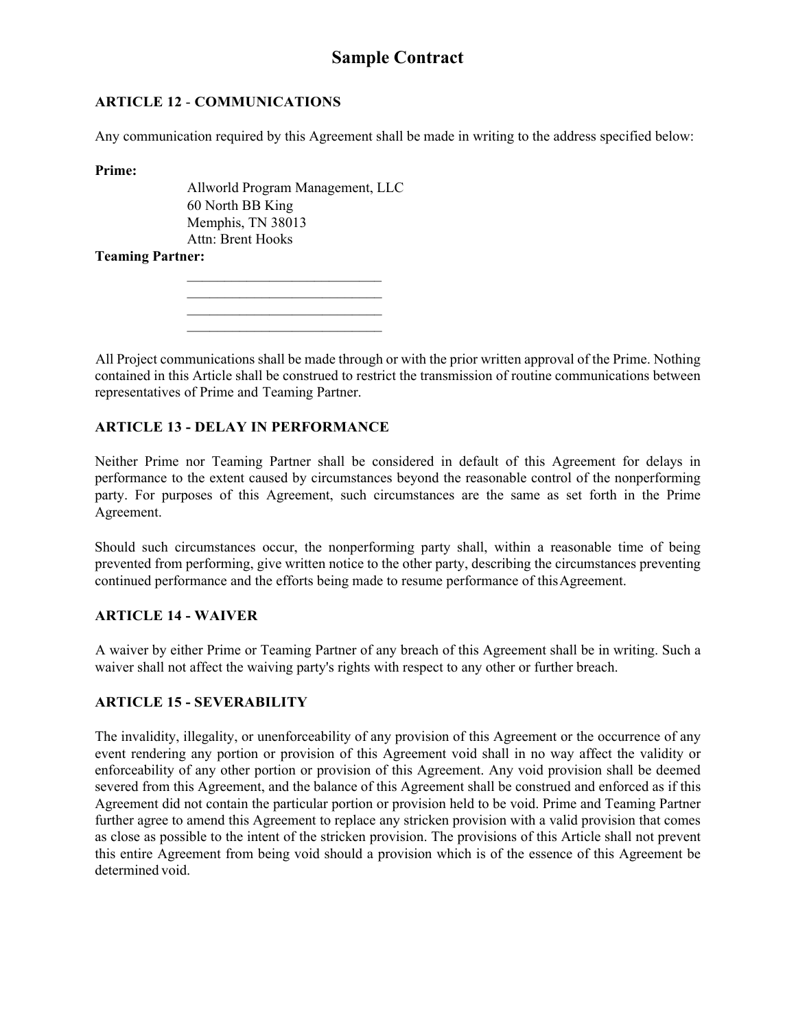# Sample Contract

**ARTICLE 12 - COMMUNICATIONS**

Any communication required by this Agreement shall be made in writing to the address specified below:

**Prime:**

Allworld Program Management, LLC
60 North BB King
Memphis, TN 38013
Attn: Brent Hooks

**Teaming Partner:**

\_\_\_\_\_\_\_\_\_\_\_\_\_\_\_\_\_\_\_\_\_\_\_\_\_\_\_
\_\_\_\_\_\_\_\_\_\_\_\_\_\_\_\_\_\_\_\_\_\_\_\_\_\_\_
\_\_\_\_\_\_\_\_\_\_\_\_\_\_\_\_\_\_\_\_\_\_\_\_\_\_\_
\_\_\_\_\_\_\_\_\_\_\_\_\_\_\_\_\_\_\_\_\_\_\_\_\_\_\_

All Project communications shall be made through or with the prior written approval of the Prime. Nothing contained in this Article shall be construed to restrict the transmission of routine communications between representatives of Prime and Teaming Partner.

**ARTICLE 13 - DELAY IN PERFORMANCE**

Neither Prime nor Teaming Partner shall be considered in default of this Agreement for delays in performance to the extent caused by circumstances beyond the reasonable control of the nonperforming party. For purposes of this Agreement, such circumstances are the same as set forth in the Prime Agreement.

Should such circumstances occur, the nonperforming party shall, within a reasonable time of being prevented from performing, give written notice to the other party, describing the circumstances preventing continued performance and the efforts being made to resume performance of this Agreement.

**ARTICLE 14 - WAIVER**

A waiver by either Prime or Teaming Partner of any breach of this Agreement shall be in writing. Such a waiver shall not affect the waiving party's rights with respect to any other or further breach.

**ARTICLE 15 - SEVERABILITY**

The invalidity, illegality, or unenforceability of any provision of this Agreement or the occurrence of any event rendering any portion or provision of this Agreement void shall in no way affect the validity or enforceability of any other portion or provision of this Agreement. Any void provision shall be deemed severed from this Agreement, and the balance of this Agreement shall be construed and enforced as if this Agreement did not contain the particular portion or provision held to be void. Prime and Teaming Partner further agree to amend this Agreement to replace any stricken provision with a valid provision that comes as close as possible to the intent of the stricken provision. The provisions of this Article shall not prevent this entire Agreement from being void should a provision which is of the essence of this Agreement be determined void.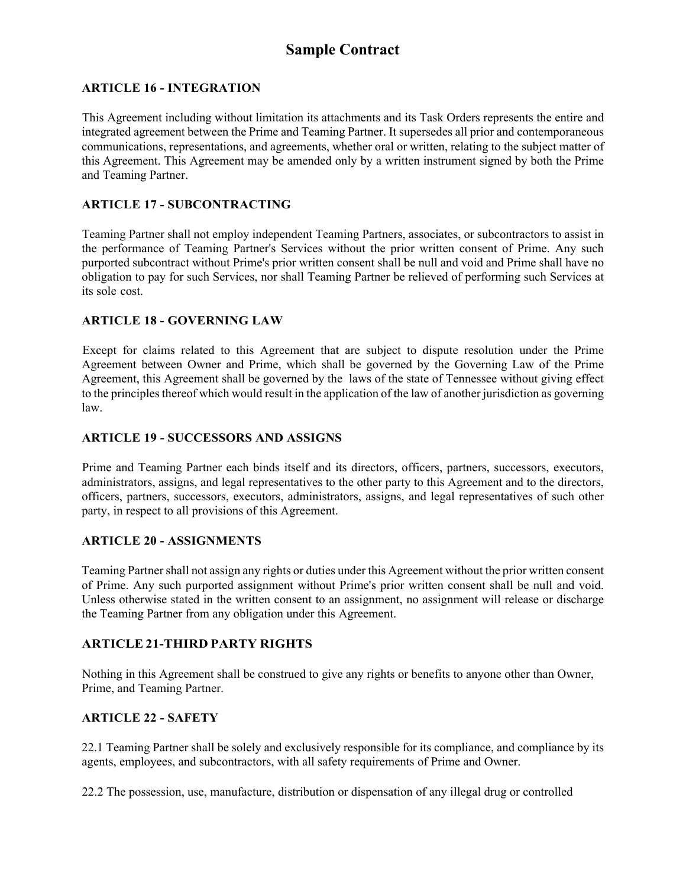# Sample Contract

### ARTICLE 16 - INTEGRATION

This Agreement including without limitation its attachments and its Task Orders represents the entire and integrated agreement between the Prime and Teaming Partner. It supersedes all prior and contemporaneous communications, representations, and agreements, whether oral or written, relating to the subject matter of this Agreement. This Agreement may be amended only by a written instrument signed by both the Prime and Teaming Partner.

### ARTICLE 17 - SUBCONTRACTING

Teaming Partner shall not employ independent Teaming Partners, associates, or subcontractors to assist in the performance of Teaming Partner's Services without the prior written consent of Prime. Any such purported subcontract without Prime's prior written consent shall be null and void and Prime shall have no obligation to pay for such Services, nor shall Teaming Partner be relieved of performing such Services at its sole cost.

### ARTICLE 18 - GOVERNING LAW

Except for claims related to this Agreement that are subject to dispute resolution under the Prime Agreement between Owner and Prime, which shall be governed by the Governing Law of the Prime Agreement, this Agreement shall be governed by the laws of the state of Tennessee without giving effect to the principles thereof which would result in the application of the law of another jurisdiction as governing law.

### ARTICLE 19 - SUCCESSORS AND ASSIGNS

Prime and Teaming Partner each binds itself and its directors, officers, partners, successors, executors, administrators, assigns, and legal representatives to the other party to this Agreement and to the directors, officers, partners, successors, executors, administrators, assigns, and legal representatives of such other party, in respect to all provisions of this Agreement.

### ARTICLE 20 - ASSIGNMENTS

Teaming Partner shall not assign any rights or duties under this Agreement without the prior written consent of Prime. Any such purported assignment without Prime's prior written consent shall be null and void. Unless otherwise stated in the written consent to an assignment, no assignment will release or discharge the Teaming Partner from any obligation under this Agreement.

### ARTICLE 21-THIRD PARTY RIGHTS

Nothing in this Agreement shall be construed to give any rights or benefits to anyone other than Owner, Prime, and Teaming Partner.

### ARTICLE 22 - SAFETY

22.1 Teaming Partner shall be solely and exclusively responsible for its compliance, and compliance by its agents, employees, and subcontractors, with all safety requirements of Prime and Owner.

22.2 The possession, use, manufacture, distribution or dispensation of any illegal drug or controlled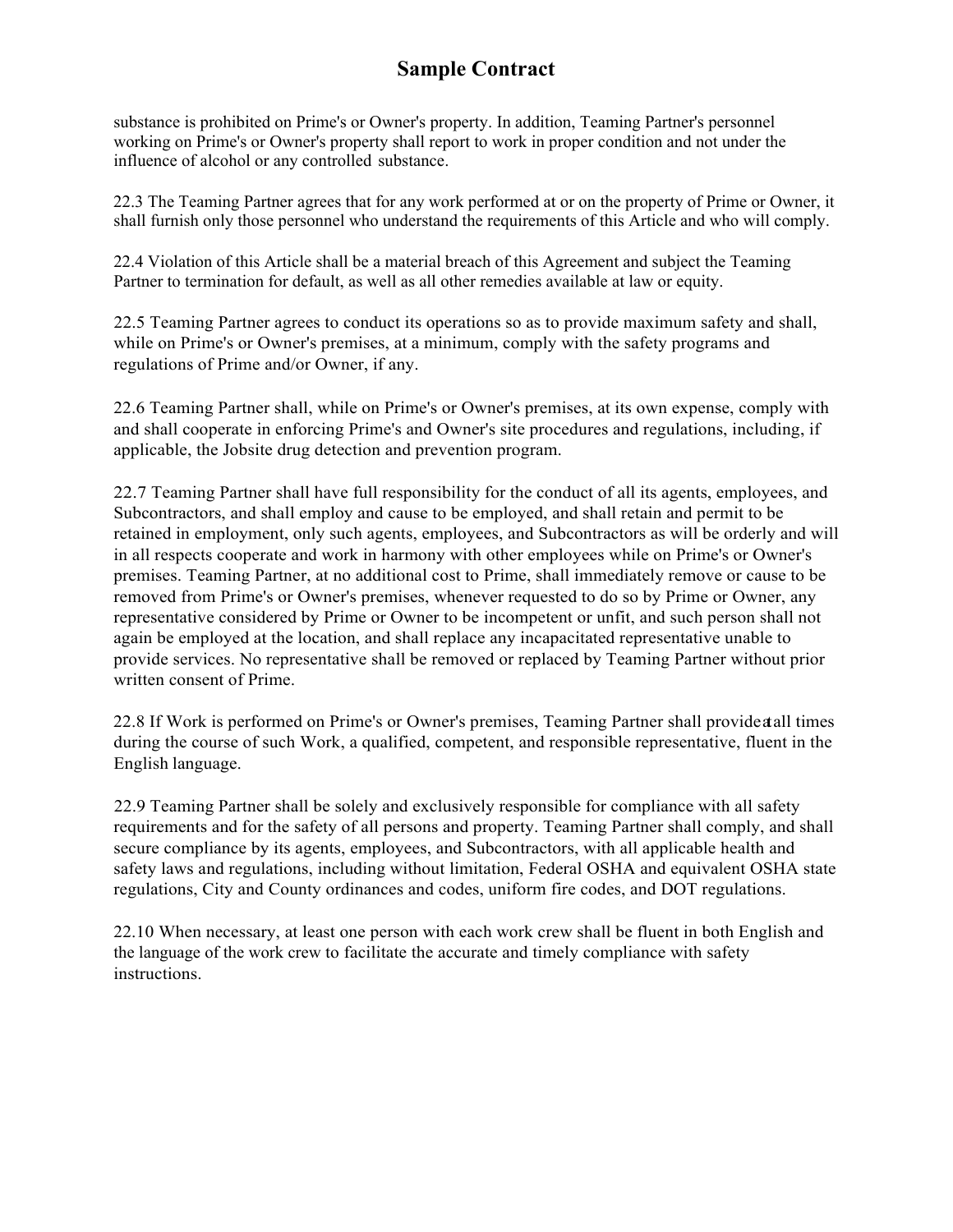substance is prohibited on Prime's or Owner's property. In addition, Teaming Partner's personnel working on Prime's or Owner's property shall report to work in proper condition and not under the influence of alcohol or any controlled substance.

22.3 The Teaming Partner agrees that for any work performed at or on the property of Prime or Owner, it shall furnish only those personnel who understand the requirements of this Article and who will comply.

22.4 Violation of this Article shall be a material breach of this Agreement and subject the Teaming Partner to termination for default, as well as all other remedies available at law or equity.

22.5 Teaming Partner agrees to conduct its operations so as to provide maximum safety and shall, while on Prime's or Owner's premises, at a minimum, comply with the safety programs and regulations of Prime and/or Owner, if any.

22.6 Teaming Partner shall, while on Prime's or Owner's premises, at its own expense, comply with and shall cooperate in enforcing Prime's and Owner's site procedures and regulations, including, if applicable, the Jobsite drug detection and prevention program.

22.7 Teaming Partner shall have full responsibility for the conduct of all its agents, employees, and Subcontractors, and shall employ and cause to be employed, and shall retain and permit to be retained in employment, only such agents, employees, and Subcontractors as will be orderly and will in all respects cooperate and work in harmony with other employees while on Prime's or Owner's premises. Teaming Partner, at no additional cost to Prime, shall immediately remove or cause to be removed from Prime's or Owner's premises, whenever requested to do so by Prime or Owner, any representative considered by Prime or Owner to be incompetent or unfit, and such person shall not again be employed at the location, and shall replace any incapacitated representative unable to provide services. No representative shall be removed or replaced by Teaming Partner without prior written consent of Prime.

22.8 If Work is performed on Prime's or Owner's premises, Teaming Partner shall provide at all times during the course of such Work, a qualified, competent, and responsible representative, fluent in the English language.

22.9 Teaming Partner shall be solely and exclusively responsible for compliance with all safety requirements and for the safety of all persons and property. Teaming Partner shall comply, and shall secure compliance by its agents, employees, and Subcontractors, with all applicable health and safety laws and regulations, including without limitation, Federal OSHA and equivalent OSHA state regulations, City and County ordinances and codes, uniform fire codes, and DOT regulations.

22.10 When necessary, at least one person with each work crew shall be fluent in both English and the language of the work crew to facilitate the accurate and timely compliance with safety instructions.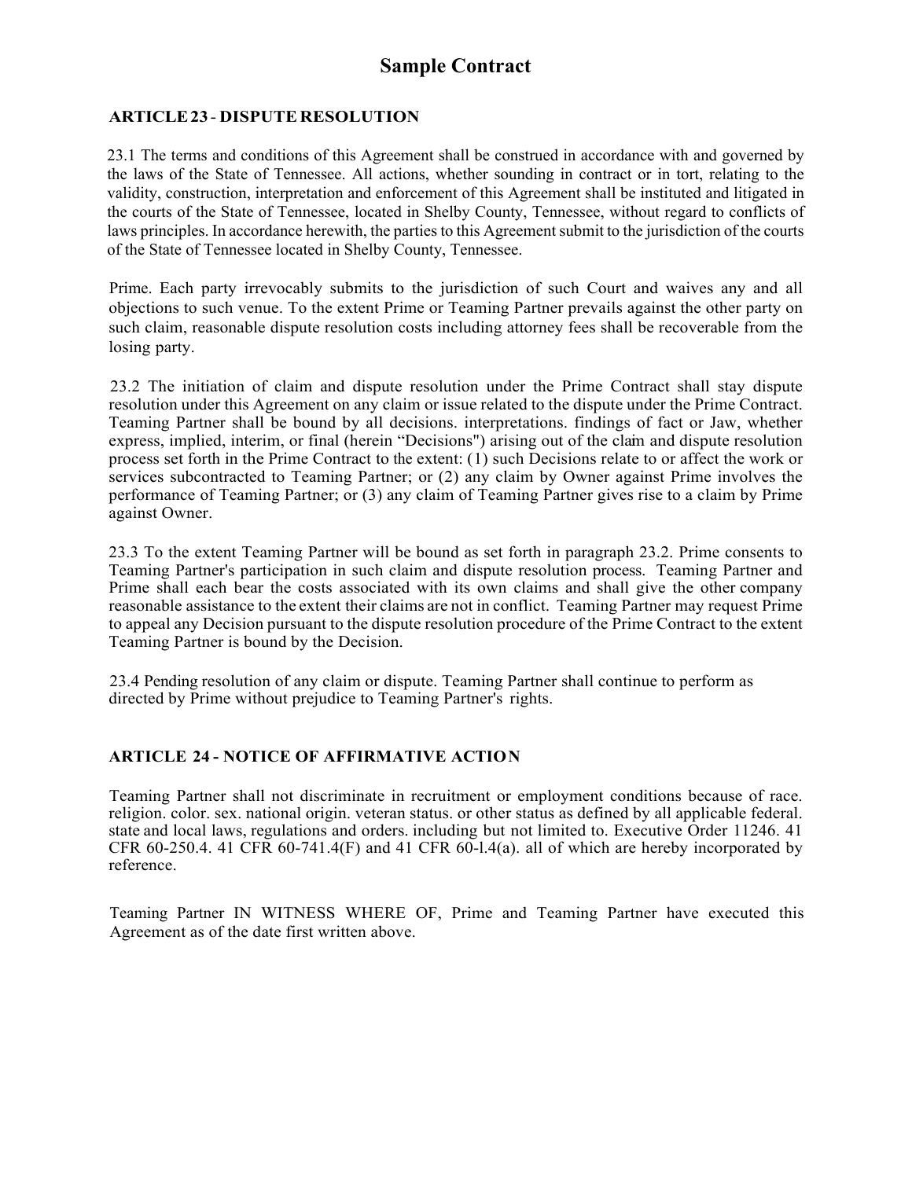# Sample Contract

**ARTICLE 23 - DISPUTE RESOLUTION**

23.1 The terms and conditions of this Agreement shall be construed in accordance with and governed by the laws of the State of Tennessee. All actions, whether sounding in contract or in tort, relating to the validity, construction, interpretation and enforcement of this Agreement shall be instituted and litigated in the courts of the State of Tennessee, located in Shelby County, Tennessee, without regard to conflicts of laws principles. In accordance herewith, the parties to this Agreement submit to the jurisdiction of the courts of the State of Tennessee located in Shelby County, Tennessee.

Prime. Each party irrevocably submits to the jurisdiction of such Court and waives any and all objections to such venue. To the extent Prime or Teaming Partner prevails against the other party on such claim, reasonable dispute resolution costs including attorney fees shall be recoverable from the losing party.

23.2 The initiation of claim and dispute resolution under the Prime Contract shall stay dispute resolution under this Agreement on any claim or issue related to the dispute under the Prime Contract. Teaming Partner shall be bound by all decisions. interpretations. findings of fact or Jaw, whether express, implied, interim, or final (herein "Decisions") arising out of the claim and dispute resolution process set forth in the Prime Contract to the extent: (1) such Decisions relate to or affect the work or services subcontracted to Teaming Partner; or (2) any claim by Owner against Prime involves the performance of Teaming Partner; or (3) any claim of Teaming Partner gives rise to a claim by Prime against Owner.

23.3 To the extent Teaming Partner will be bound as set forth in paragraph 23.2. Prime consents to Teaming Partner's participation in such claim and dispute resolution process. Teaming Partner and Prime shall each bear the costs associated with its own claims and shall give the other company reasonable assistance to the extent their claims are not in conflict. Teaming Partner may request Prime to appeal any Decision pursuant to the dispute resolution procedure of the Prime Contract to the extent Teaming Partner is bound by the Decision.

23.4 Pending resolution of any claim or dispute. Teaming Partner shall continue to perform as directed by Prime without prejudice to Teaming Partner's rights.

**ARTICLE 24 - NOTICE OF AFFIRMATIVE ACTION**

Teaming Partner shall not discriminate in recruitment or employment conditions because of race. religion. color. sex. national origin. veteran status. or other status as defined by all applicable federal. state and local laws, regulations and orders. including but not limited to. Executive Order 11246. 41 CFR 60-250.4. 41 CFR 60-741.4(F) and 41 CFR 60-l.4(a). all of which are hereby incorporated by reference.

Teaming Partner IN WITNESS WHERE OF, Prime and Teaming Partner have executed this Agreement as of the date first written above.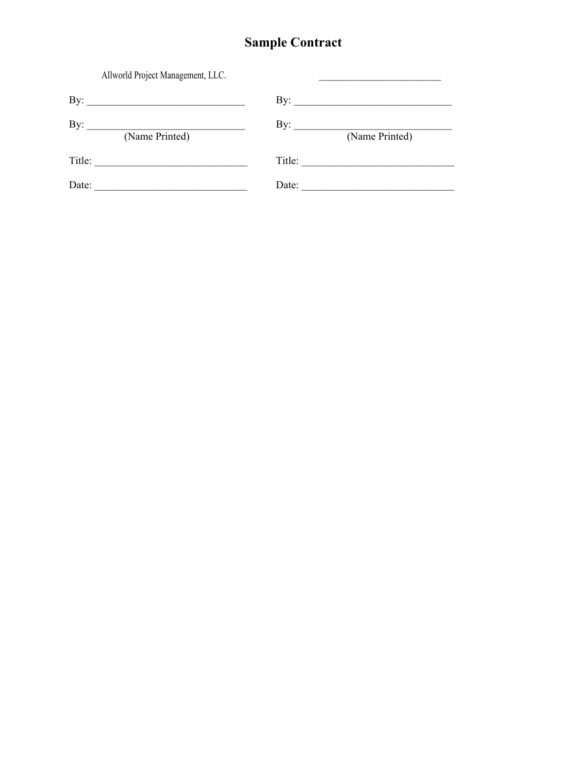# Sample Contract

| Allworld Project Management, LLC. | ________________________ |
| --- | --- |
| By: ______________________________ | By: ______________________________ |
| By: ______________________________<br>(Name Printed) | By: ______________________________<br>(Name Printed) |
| Title: ____________________________ | Title: ____________________________ |
| Date: ____________________________ | Date: ____________________________ |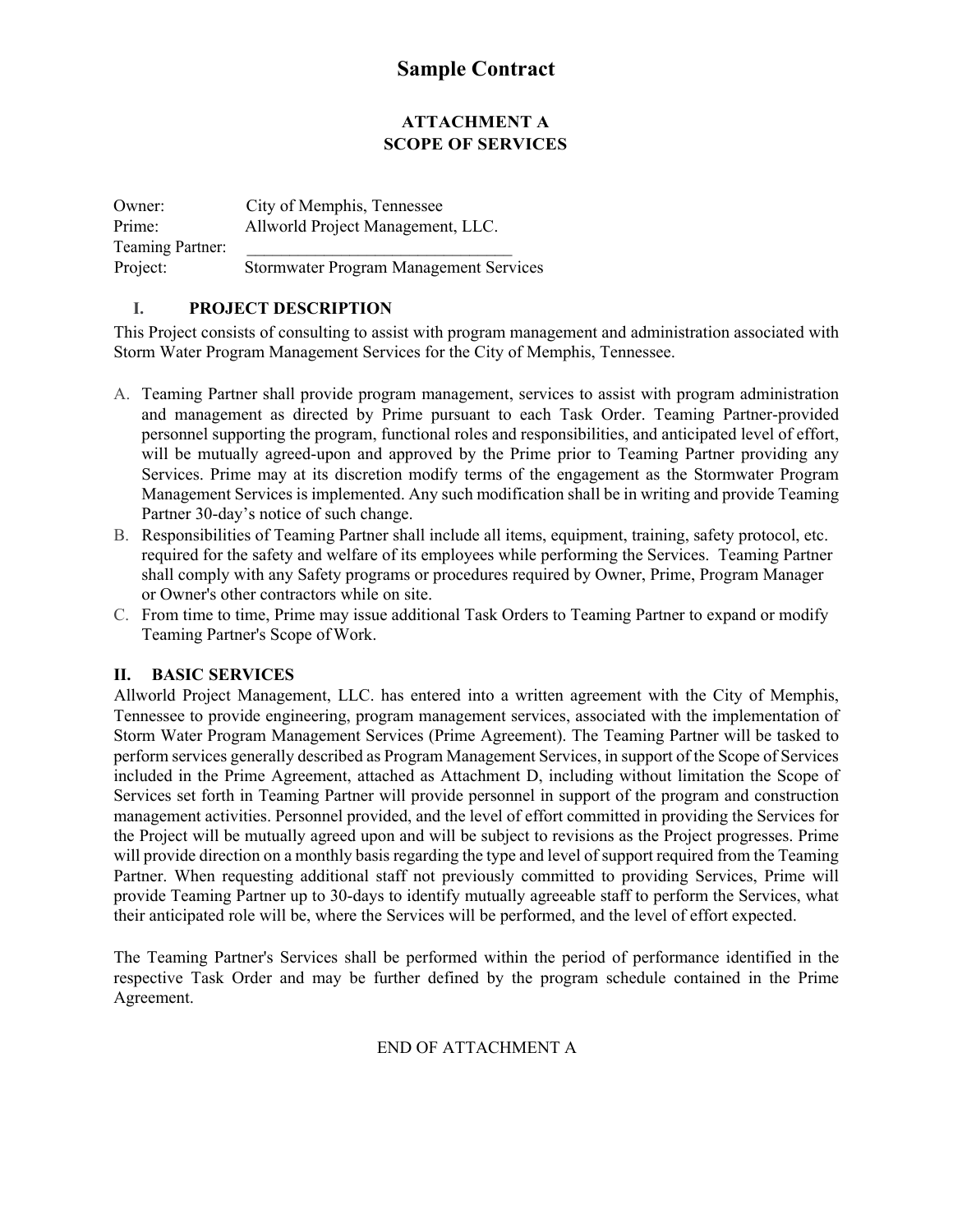# Sample Contract

## ATTACHMENT A
## SCOPE OF SERVICES

Owner: City of Memphis, Tennessee
Prime: Allworld Project Management, LLC.
Teaming Partner: ________________________________
Project: Stormwater Program Management Services

### I. PROJECT DESCRIPTION

This Project consists of consulting to assist with program management and administration associated with Storm Water Program Management Services for the City of Memphis, Tennessee.

A. Teaming Partner shall provide program management, services to assist with program administration and management as directed by Prime pursuant to each Task Order. Teaming Partner-provided personnel supporting the program, functional roles and responsibilities, and anticipated level of effort, will be mutually agreed-upon and approved by the Prime prior to Teaming Partner providing any Services. Prime may at its discretion modify terms of the engagement as the Stormwater Program Management Services is implemented. Any such modification shall be in writing and provide Teaming Partner 30-day's notice of such change.
B. Responsibilities of Teaming Partner shall include all items, equipment, training, safety protocol, etc. required for the safety and welfare of its employees while performing the Services. Teaming Partner shall comply with any Safety programs or procedures required by Owner, Prime, Program Manager or Owner's other contractors while on site.
C. From time to time, Prime may issue additional Task Orders to Teaming Partner to expand or modify Teaming Partner's Scope of Work.

### II. BASIC SERVICES

Allworld Project Management, LLC. has entered into a written agreement with the City of Memphis, Tennessee to provide engineering, program management services, associated with the implementation of Storm Water Program Management Services (Prime Agreement). The Teaming Partner will be tasked to perform services generally described as Program Management Services, in support of the Scope of Services included in the Prime Agreement, attached as Attachment D, including without limitation the Scope of Services set forth in Teaming Partner will provide personnel in support of the program and construction management activities. Personnel provided, and the level of effort committed in providing the Services for the Project will be mutually agreed upon and will be subject to revisions as the Project progresses. Prime will provide direction on a monthly basis regarding the type and level of support required from the Teaming Partner. When requesting additional staff not previously committed to providing Services, Prime will provide Teaming Partner up to 30-days to identify mutually agreeable staff to perform the Services, what their anticipated role will be, where the Services will be performed, and the level of effort expected.

The Teaming Partner's Services shall be performed within the period of performance identified in the respective Task Order and may be further defined by the program schedule contained in the Prime Agreement.

END OF ATTACHMENT A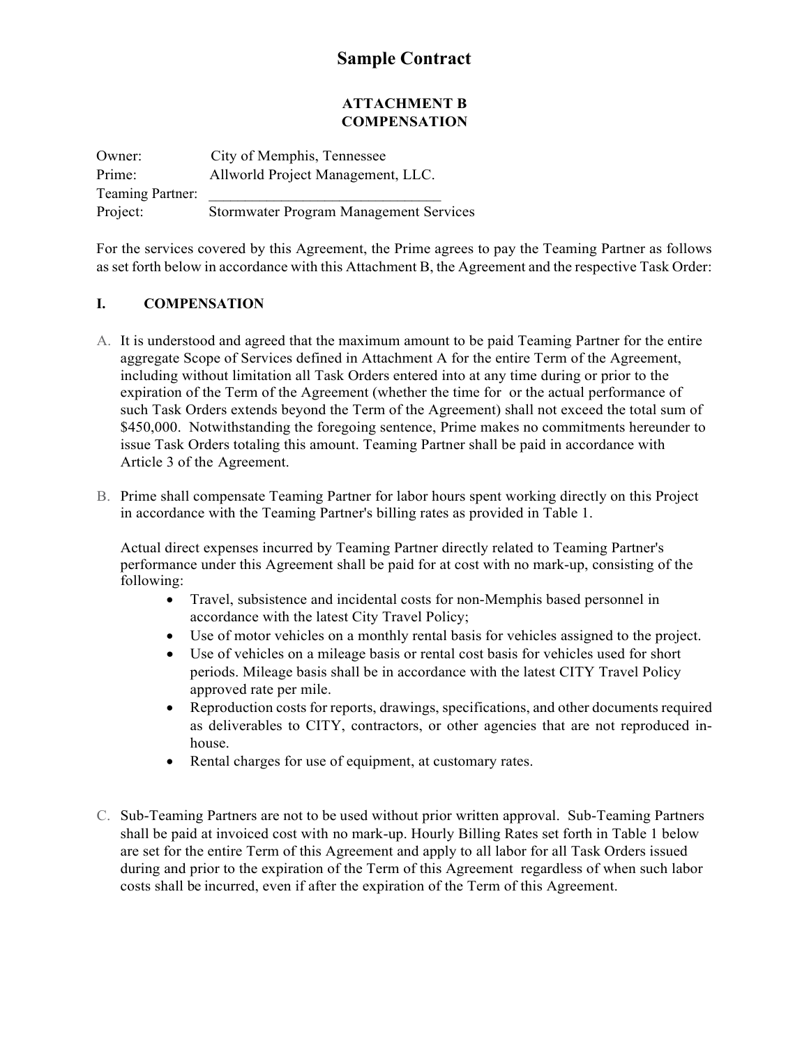# Sample Contract

## ATTACHMENT B
## COMPENSATION

Owner: City of Memphis, Tennessee
Prime: Allworld Project Management, LLC.
Teaming Partner: ______________________________
Project: Stormwater Program Management Services

For the services covered by this Agreement, the Prime agrees to pay the Teaming Partner as follows as set forth below in accordance with this Attachment B, the Agreement and the respective Task Order:

### I. COMPENSATION

A. It is understood and agreed that the maximum amount to be paid Teaming Partner for the entire aggregate Scope of Services defined in Attachment A for the entire Term of the Agreement, including without limitation all Task Orders entered into at any time during or prior to the expiration of the Term of the Agreement (whether the time for or the actual performance of such Task Orders extends beyond the Term of the Agreement) shall not exceed the total sum of $450,000. Notwithstanding the foregoing sentence, Prime makes no commitments hereunder to issue Task Orders totaling this amount. Teaming Partner shall be paid in accordance with Article 3 of the Agreement.

B. Prime shall compensate Teaming Partner for labor hours spent working directly on this Project in accordance with the Teaming Partner's billing rates as provided in Table 1.

   Actual direct expenses incurred by Teaming Partner directly related to Teaming Partner's performance under this Agreement shall be paid for at cost with no mark-up, consisting of the following:

   - Travel, subsistence and incidental costs for non-Memphis based personnel in accordance with the latest City Travel Policy;
   - Use of motor vehicles on a monthly rental basis for vehicles assigned to the project.
   - Use of vehicles on a mileage basis or rental cost basis for vehicles used for short periods. Mileage basis shall be in accordance with the latest CITY Travel Policy approved rate per mile.
   - Reproduction costs for reports, drawings, specifications, and other documents required as deliverables to CITY, contractors, or other agencies that are not reproduced in-house.
   - Rental charges for use of equipment, at customary rates.

C. Sub-Teaming Partners are not to be used without prior written approval. Sub-Teaming Partners shall be paid at invoiced cost with no mark-up. Hourly Billing Rates set forth in Table 1 below are set for the entire Term of this Agreement and apply to all labor for all Task Orders issued during and prior to the expiration of the Term of this Agreement regardless of when such labor costs shall be incurred, even if after the expiration of the Term of this Agreement.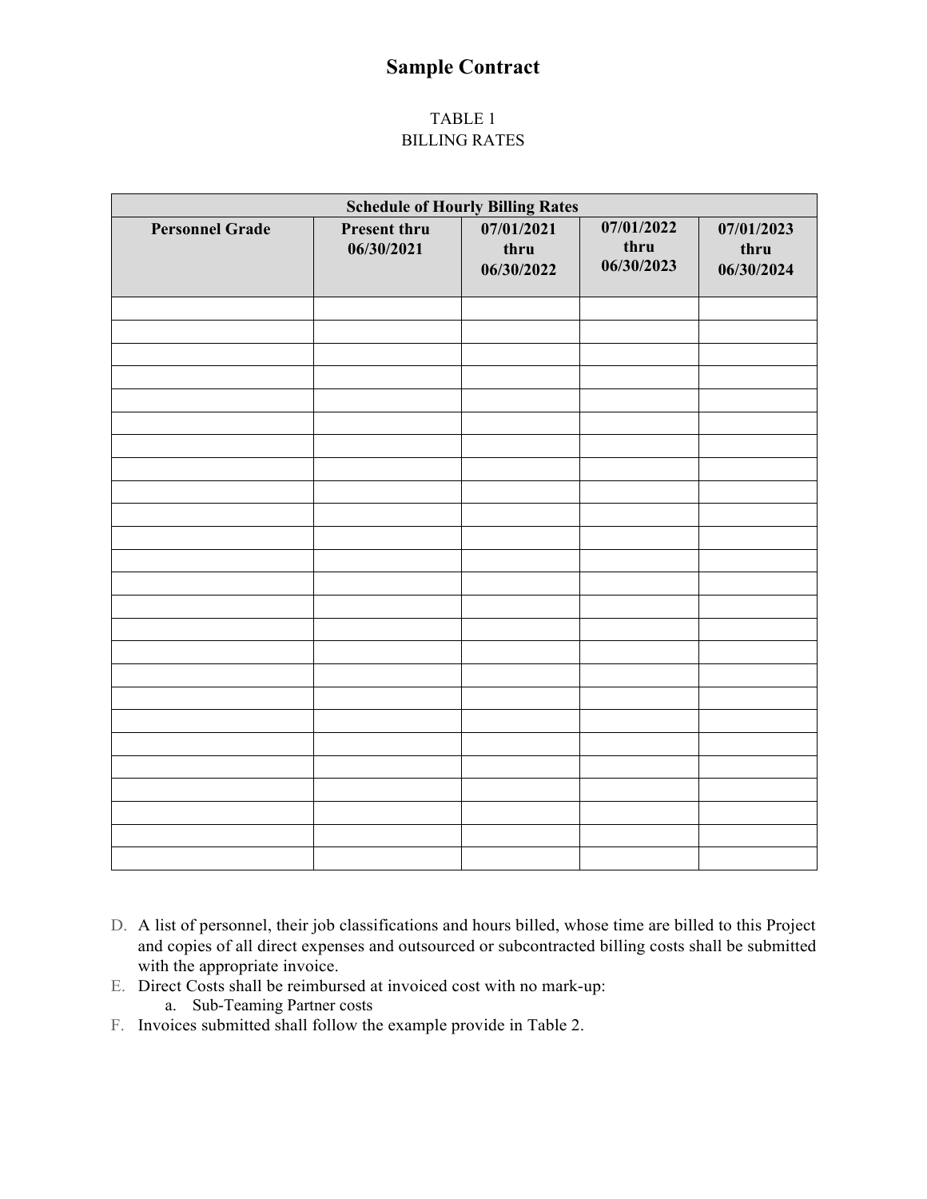# Sample Contract

TABLE 1
BILLING RATES

| Schedule of Hourly Billing Rates | | | | |
|---|---|---|---|---|
| **Personnel Grade** | **Present thru 06/30/2021** | **07/01/2021 thru 06/30/2022** | **07/01/2022 thru 06/30/2023** | **07/01/2023 thru 06/30/2024** |
| | | | | |
| | | | | |
| | | | | |
| | | | | |
| | | | | |
| | | | | |
| | | | | |
| | | | | |
| | | | | |
| | | | | |
| | | | | |
| | | | | |
| | | | | |
| | | | | |
| | | | | |
| | | | | |
| | | | | |
| | | | | |
| | | | | |
| | | | | |
| | | | | |
| | | | | |
| | | | | |
| | | | | |
| | | | | |

D. A list of personnel, their job classifications and hours billed, whose time are billed to this Project and copies of all direct expenses and outsourced or subcontracted billing costs shall be submitted with the appropriate invoice.

E. Direct Costs shall be reimbursed at invoiced cost with no mark-up:
   a. Sub-Teaming Partner costs

F. Invoices submitted shall follow the example provide in Table 2.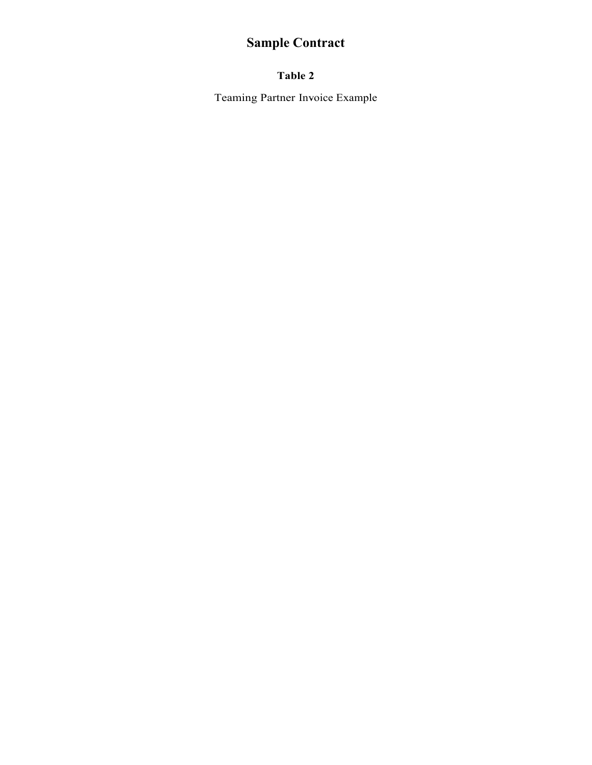# Sample Contract

**Table 2**

Teaming Partner Invoice Example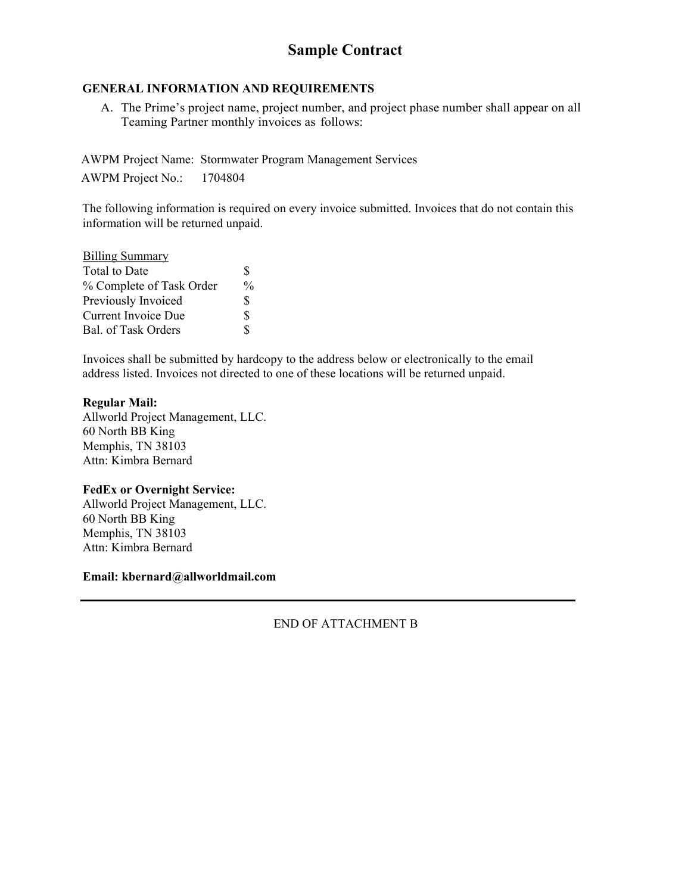# Sample Contract

**GENERAL INFORMATION AND REQUIREMENTS**

A. The Prime's project name, project number, and project phase number shall appear on all Teaming Partner monthly invoices as follows:

AWPM Project Name: Stormwater Program Management Services

AWPM Project No.: 1704804

The following information is required on every invoice submitted. Invoices that do not contain this information will be returned unpaid.

<u>Billing Summary</u>

| | |
|---|---|
| Total to Date | $ |
| % Complete of Task Order | % |
| Previously Invoiced | $ |
| Current Invoice Due | $ |
| Bal. of Task Orders | $ |

Invoices shall be submitted by hardcopy to the address below or electronically to the email address listed. Invoices not directed to one of these locations will be returned unpaid.

**Regular Mail:**
Allworld Project Management, LLC.
60 North BB King
Memphis, TN 38103
Attn: Kimbra Bernard

**FedEx or Overnight Service:**
Allworld Project Management, LLC.
60 North BB King
Memphis, TN 38103
Attn: Kimbra Bernard

**Email: kbernard@allworldmail.com**

---

END OF ATTACHMENT B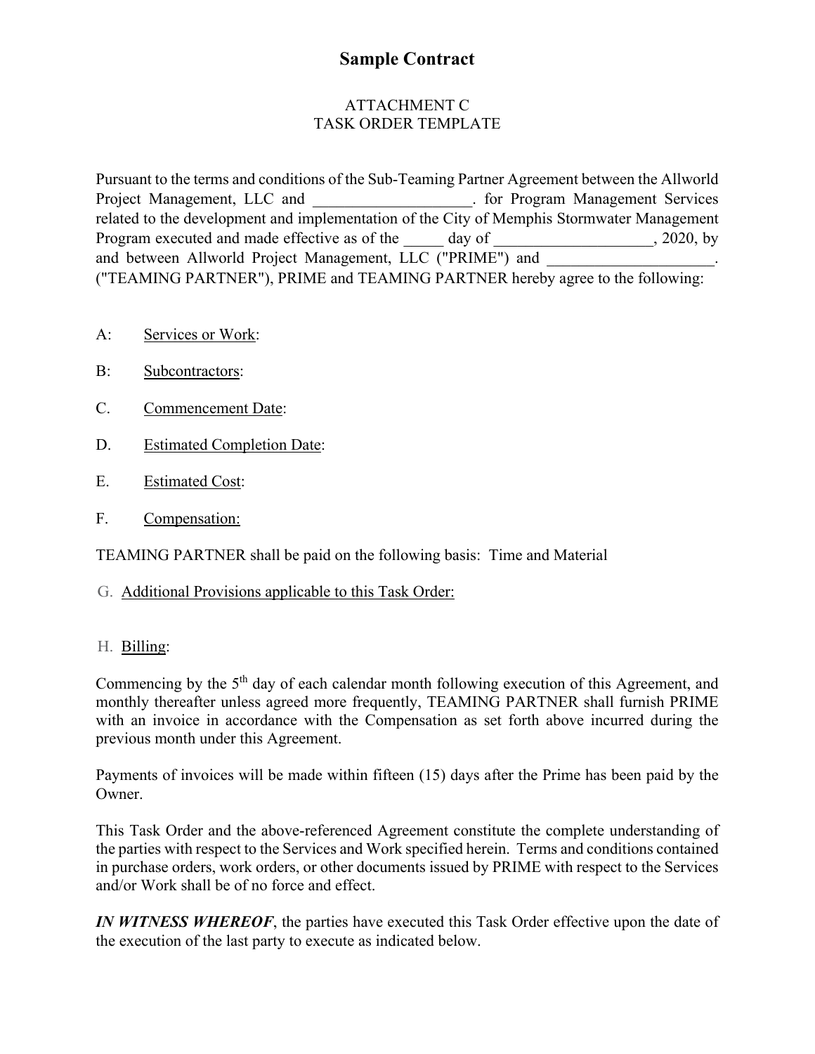# Sample Contract

ATTACHMENT C
TASK ORDER TEMPLATE

Pursuant to the terms and conditions of the Sub-Teaming Partner Agreement between the Allworld Project Management, LLC and ____________________. for Program Management Services related to the development and implementation of the City of Memphis Stormwater Management Program executed and made effective as of the _____ day of ____________________, 2020, by and between Allworld Project Management, LLC ("PRIME") and _____________________. ("TEAMING PARTNER"), PRIME and TEAMING PARTNER hereby agree to the following:

A: Services or Work:

B: Subcontractors:

C. Commencement Date:

D. Estimated Completion Date:

E. Estimated Cost:

F. Compensation:

TEAMING PARTNER shall be paid on the following basis: Time and Material

G. Additional Provisions applicable to this Task Order:

H. Billing:

Commencing by the 5th day of each calendar month following execution of this Agreement, and monthly thereafter unless agreed more frequently, TEAMING PARTNER shall furnish PRIME with an invoice in accordance with the Compensation as set forth above incurred during the previous month under this Agreement.

Payments of invoices will be made within fifteen (15) days after the Prime has been paid by the Owner.

This Task Order and the above-referenced Agreement constitute the complete understanding of the parties with respect to the Services and Work specified herein. Terms and conditions contained in purchase orders, work orders, or other documents issued by PRIME with respect to the Services and/or Work shall be of no force and effect.

***IN WITNESS WHEREOF***, the parties have executed this Task Order effective upon the date of the execution of the last party to execute as indicated below.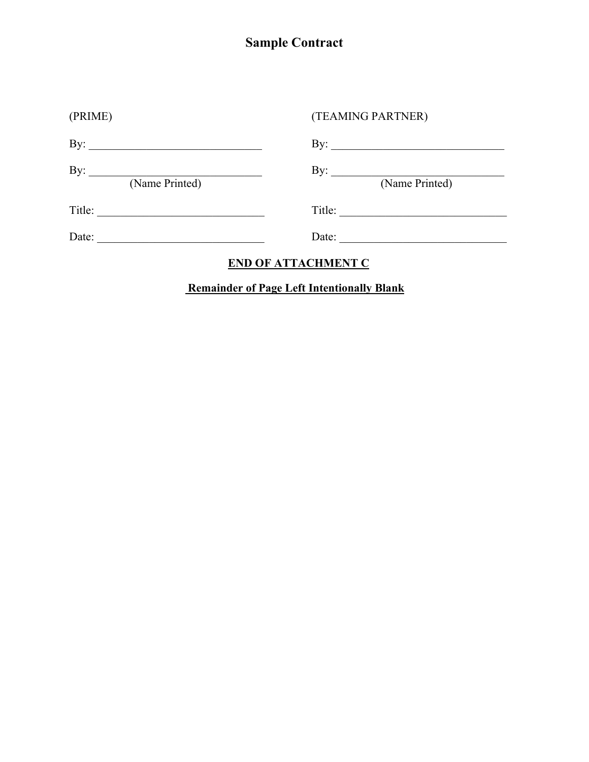# Sample Contract

| (PRIME) | (TEAMING PARTNER) |
|---|---|
| By: ______________________________ | By: ______________________________ |
| By: ______________________________<br>(Name Printed) | By: ______________________________<br>(Name Printed) |
| Title: ____________________________ | Title: ____________________________ |
| Date: ____________________________ | Date: ____________________________ |

**END OF ATTACHMENT C**

**Remainder of Page Left Intentionally Blank**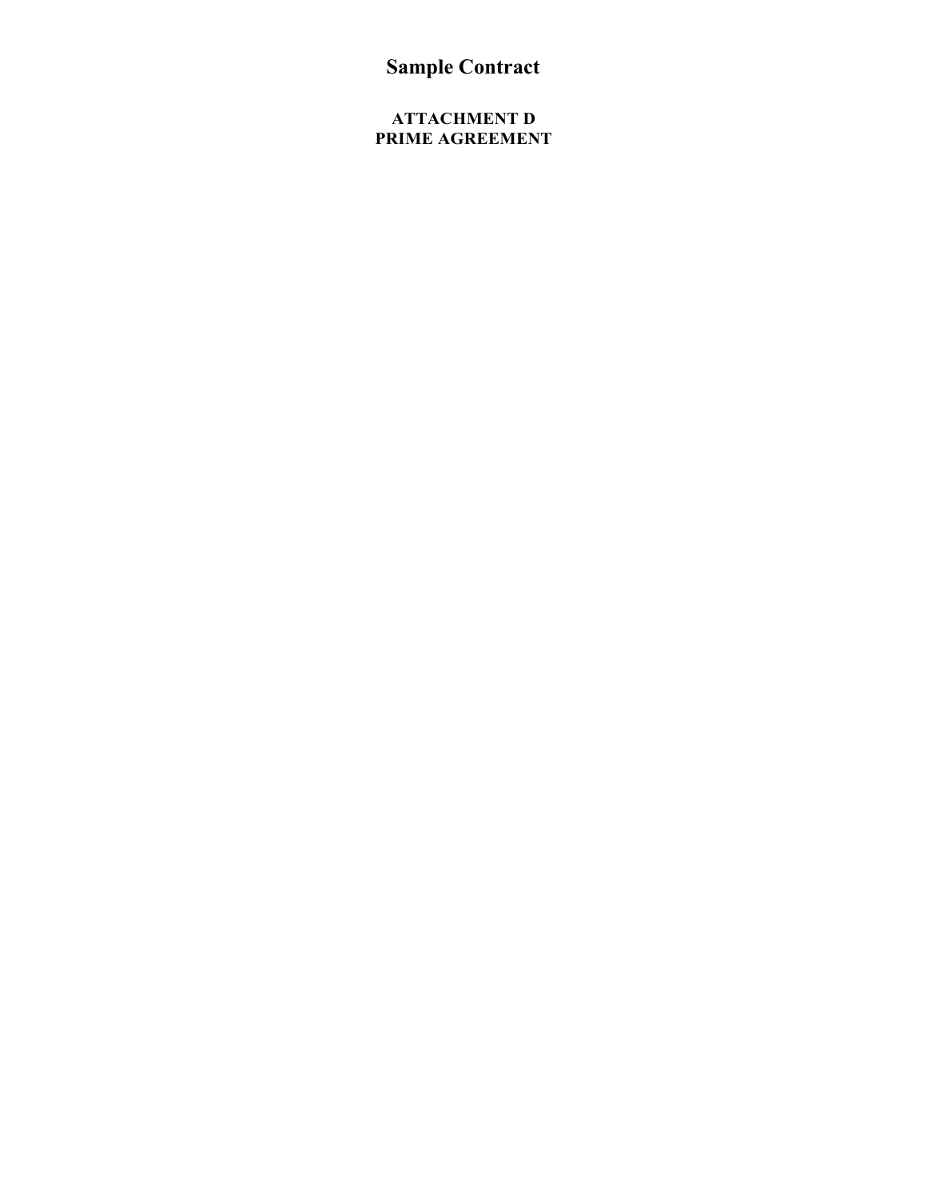# Sample Contract

## ATTACHMENT D
## PRIME AGREEMENT